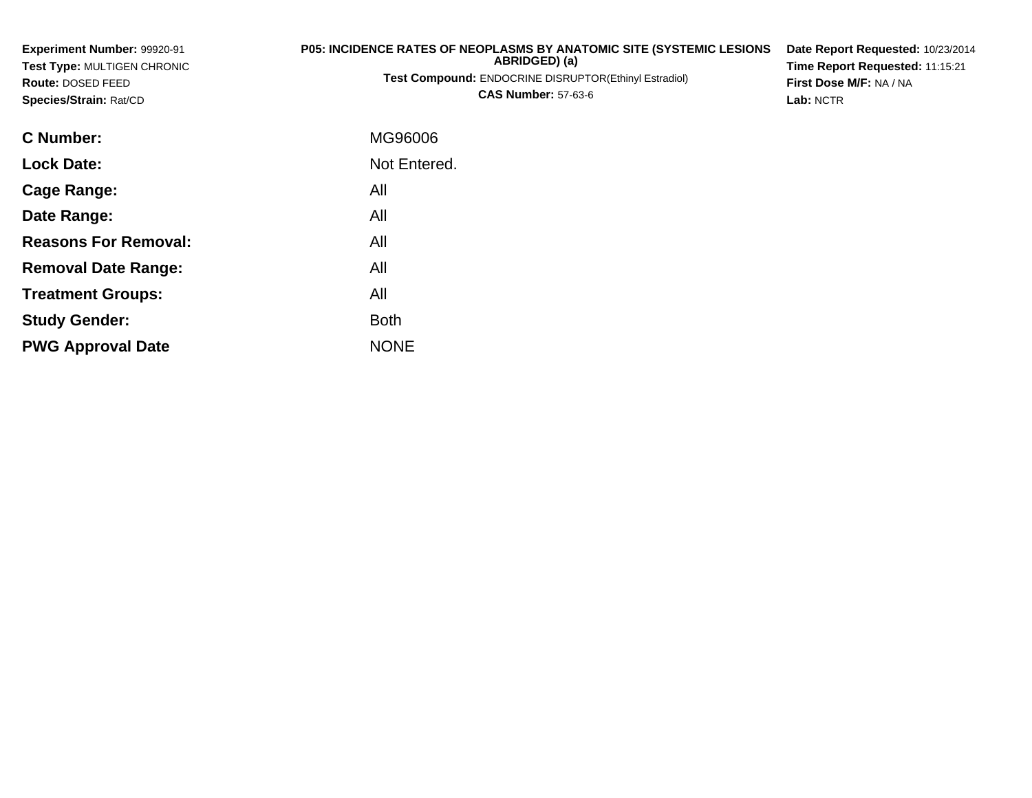**Experiment Number:** 99920-91
**Test Type:** MULTIGEN CHRONIC
**Route:** DOSED FEED
**Species/Strain:** Rat/CD

**P05: INCIDENCE RATES OF NEOPLASMS BY ANATOMIC SITE (SYSTEMIC LESIONS ABRIDGED) (a)**
**Test Compound:** ENDOCRINE DISRUPTOR(Ethinyl Estradiol)
**CAS Number:** 57-63-6

**Date Report Requested:** 10/23/2014
**Time Report Requested:** 11:15:21
**First Dose M/F:** NA / NA
**Lab:** NCTR

| | |
|---|---|
| **C Number:** | MG96006 |
| **Lock Date:** | Not Entered. |
| **Cage Range:** | All |
| **Date Range:** | All |
| **Reasons For Removal:** | All |
| **Removal Date Range:** | All |
| **Treatment Groups:** | All |
| **Study Gender:** | Both |
| **PWG Approval Date** | NONE |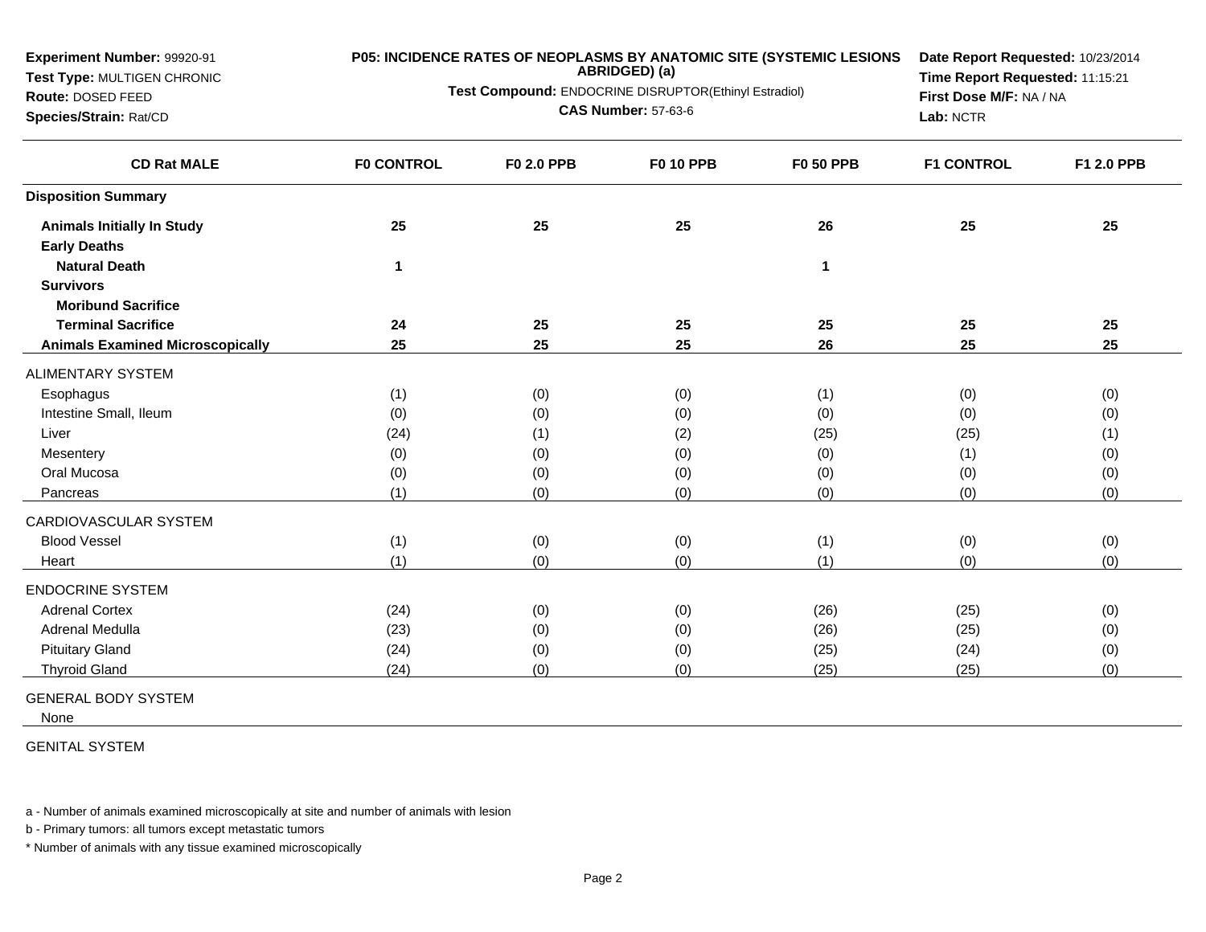**Experiment Number:** 99920-91
**Test Type:** MULTIGEN CHRONIC
**Route:** DOSED FEED
**Species/Strain:** Rat/CD

**P05: INCIDENCE RATES OF NEOPLASMS BY ANATOMIC SITE (SYSTEMIC LESIONS ABRIDGED) (a)**
**Test Compound:** ENDOCRINE DISRUPTOR(Ethinyl Estradiol)
**CAS Number:** 57-63-6

**Date Report Requested:** 10/23/2014
**Time Report Requested:** 11:15:21
**First Dose M/F:** NA / NA
**Lab:** NCTR

| CD Rat MALE | F0 CONTROL | F0 2.0 PPB | F0 10 PPB | F0 50 PPB | F1 CONTROL | F1 2.0 PPB |
|---|---|---|---|---|---|---|
| **Disposition Summary** | | | | | | |
| **Animals Initially In Study** | **25** | **25** | **25** | **26** | **25** | **25** |
| **Early Deaths** | | | | | | |
| **Natural Death** | **1** | | | **1** | | |
| **Survivors** | | | | | | |
| **Moribund Sacrifice** | | | | | | |
| **Terminal Sacrifice** | **24** | **25** | **25** | **25** | **25** | **25** |
| **Animals Examined Microscopically** | **25** | **25** | **25** | **26** | **25** | **25** |
| ALIMENTARY SYSTEM | | | | | | |
| Esophagus | (1) | (0) | (0) | (1) | (0) | (0) |
| Intestine Small, Ileum | (0) | (0) | (0) | (0) | (0) | (0) |
| Liver | (24) | (1) | (2) | (25) | (25) | (1) |
| Mesentery | (0) | (0) | (0) | (0) | (1) | (0) |
| Oral Mucosa | (0) | (0) | (0) | (0) | (0) | (0) |
| Pancreas | (1) | (0) | (0) | (0) | (0) | (0) |
| CARDIOVASCULAR SYSTEM | | | | | | |
| Blood Vessel | (1) | (0) | (0) | (1) | (0) | (0) |
| Heart | (1) | (0) | (0) | (1) | (0) | (0) |
| ENDOCRINE SYSTEM | | | | | | |
| Adrenal Cortex | (24) | (0) | (0) | (26) | (25) | (0) |
| Adrenal Medulla | (23) | (0) | (0) | (26) | (25) | (0) |
| Pituitary Gland | (24) | (0) | (0) | (25) | (24) | (0) |
| Thyroid Gland | (24) | (0) | (0) | (25) | (25) | (0) |
| GENERAL BODY SYSTEM | | | | | | |
| None | | | | | | |
| GENITAL SYSTEM | | | | | | |

a - Number of animals examined microscopically at site and number of animals with lesion

b - Primary tumors: all tumors except metastatic tumors

* Number of animals with any tissue examined microscopically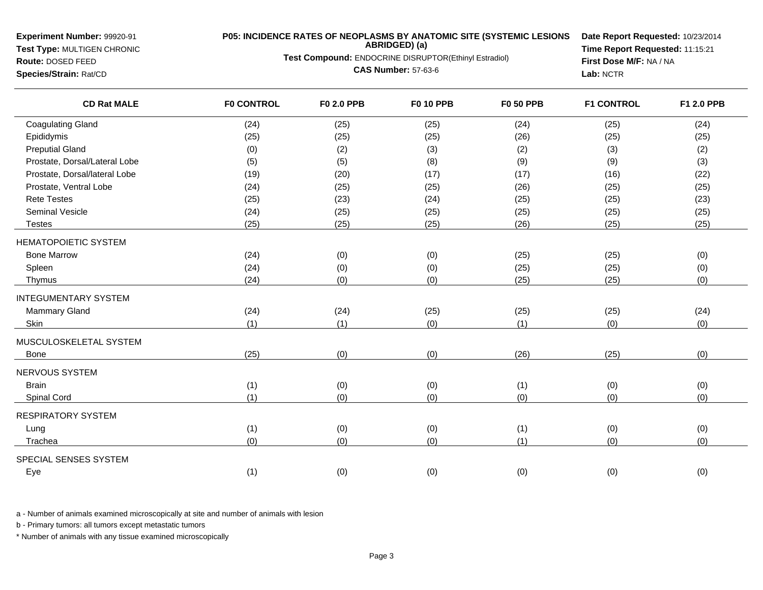**Experiment Number:** 99920-91
**Test Type:** MULTIGEN CHRONIC
**Route:** DOSED FEED
**Species/Strain:** Rat/CD

**P05: INCIDENCE RATES OF NEOPLASMS BY ANATOMIC SITE (SYSTEMIC LESIONS ABRIDGED) (a)**
**Test Compound:** ENDOCRINE DISRUPTOR(Ethinyl Estradiol)
**CAS Number:** 57-63-6

**Date Report Requested:** 10/23/2014
**Time Report Requested:** 11:15:21
**First Dose M/F:** NA / NA
**Lab:** NCTR

| CD Rat MALE | F0 CONTROL | F0 2.0 PPB | F0 10 PPB | F0 50 PPB | F1 CONTROL | F1 2.0 PPB |
|---|---|---|---|---|---|---|
| Coagulating Gland | (24) | (25) | (25) | (24) | (25) | (24) |
| Epididymis | (25) | (25) | (25) | (26) | (25) | (25) |
| Preputial Gland | (0) | (2) | (3) | (2) | (3) | (2) |
| Prostate, Dorsal/Lateral Lobe | (5) | (5) | (8) | (9) | (9) | (3) |
| Prostate, Dorsal/lateral Lobe | (19) | (20) | (17) | (17) | (16) | (22) |
| Prostate, Ventral Lobe | (24) | (25) | (25) | (26) | (25) | (25) |
| Rete Testes | (25) | (23) | (24) | (25) | (25) | (23) |
| Seminal Vesicle | (24) | (25) | (25) | (25) | (25) | (25) |
| Testes | (25) | (25) | (25) | (26) | (25) | (25) |
| HEMATOPOIETIC SYSTEM | | | | | | |
| Bone Marrow | (24) | (0) | (0) | (25) | (25) | (0) |
| Spleen | (24) | (0) | (0) | (25) | (25) | (0) |
| Thymus | (24) | (0) | (0) | (25) | (25) | (0) |
| INTEGUMENTARY SYSTEM | | | | | | |
| Mammary Gland | (24) | (24) | (25) | (25) | (25) | (24) |
| Skin | (1) | (1) | (0) | (1) | (0) | (0) |
| MUSCULOSKELETAL SYSTEM | | | | | | |
| Bone | (25) | (0) | (0) | (26) | (25) | (0) |
| NERVOUS SYSTEM | | | | | | |
| Brain | (1) | (0) | (0) | (1) | (0) | (0) |
| Spinal Cord | (1) | (0) | (0) | (0) | (0) | (0) |
| RESPIRATORY SYSTEM | | | | | | |
| Lung | (1) | (0) | (0) | (1) | (0) | (0) |
| Trachea | (0) | (0) | (0) | (1) | (0) | (0) |
| SPECIAL SENSES SYSTEM | | | | | | |
| Eye | (1) | (0) | (0) | (0) | (0) | (0) |

a - Number of animals examined microscopically at site and number of animals with lesion

b - Primary tumors: all tumors except metastatic tumors

* Number of animals with any tissue examined microscopically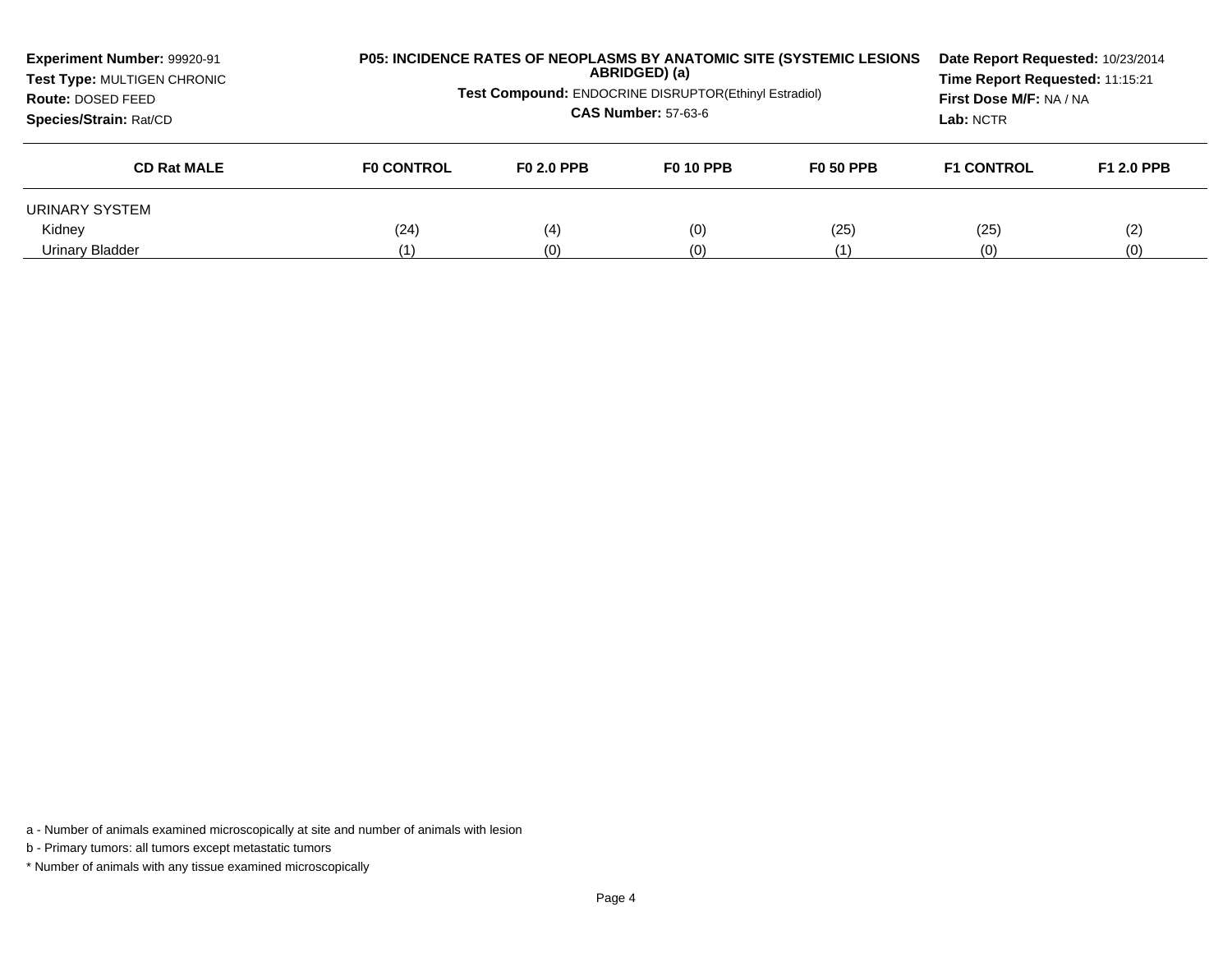**Experiment Number:** 99920-91
**Test Type:** MULTIGEN CHRONIC
**Route:** DOSED FEED
**Species/Strain:** Rat/CD

**P05: INCIDENCE RATES OF NEOPLASMS BY ANATOMIC SITE (SYSTEMIC LESIONS ABRIDGED) (a)**
**Test Compound:** ENDOCRINE DISRUPTOR(Ethinyl Estradiol)
**CAS Number:** 57-63-6

**Date Report Requested:** 10/23/2014
**Time Report Requested:** 11:15:21
**First Dose M/F:** NA / NA
**Lab:** NCTR

| CD Rat MALE | F0 CONTROL | F0 2.0 PPB | F0 10 PPB | F0 50 PPB | F1 CONTROL | F1 2.0 PPB |
|---|---|---|---|---|---|---|
| URINARY SYSTEM | | | | | | |
| Kidney | (24) | (4) | (0) | (25) | (25) | (2) |
| Urinary Bladder | (1) | (0) | (0) | (1) | (0) | (0) |

a - Number of animals examined microscopically at site and number of animals with lesion

b - Primary tumors: all tumors except metastatic tumors

* Number of animals with any tissue examined microscopically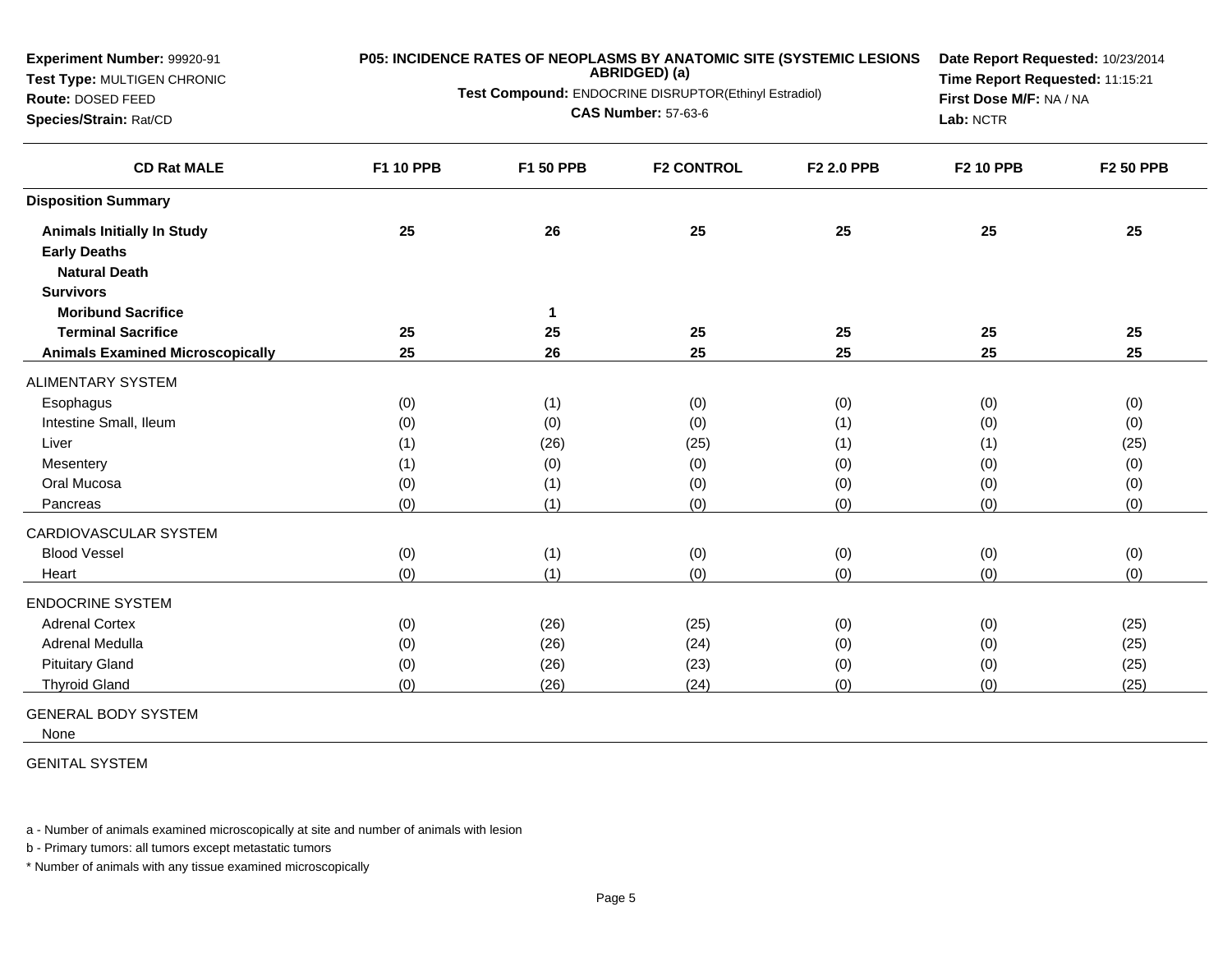**Experiment Number:** 99920-91
**Test Type:** MULTIGEN CHRONIC
**Route:** DOSED FEED
**Species/Strain:** Rat/CD

**P05: INCIDENCE RATES OF NEOPLASMS BY ANATOMIC SITE (SYSTEMIC LESIONS ABRIDGED) (a)**

**Test Compound:** ENDOCRINE DISRUPTOR(Ethinyl Estradiol)

**CAS Number:** 57-63-6

**Date Report Requested:** 10/23/2014
**Time Report Requested:** 11:15:21
**First Dose M/F:** NA / NA
**Lab:** NCTR

| CD Rat MALE | F1 10 PPB | F1 50 PPB | F2 CONTROL | F2 2.0 PPB | F2 10 PPB | F2 50 PPB |
|---|---|---|---|---|---|---|
| **Disposition Summary** | | | | | | |
| **Animals Initially In Study** | **25** | **26** | **25** | **25** | **25** | **25** |
| **Early Deaths** | | | | | | |
| **Natural Death** | | | | | | |
| **Survivors** | | | | | | |
| **Moribund Sacrifice** | | **1** | | | | |
| **Terminal Sacrifice** | **25** | **25** | **25** | **25** | **25** | **25** |
| **Animals Examined Microscopically** | **25** | **26** | **25** | **25** | **25** | **25** |
| ALIMENTARY SYSTEM | | | | | | |
| Esophagus | (0) | (1) | (0) | (0) | (0) | (0) |
| Intestine Small, Ileum | (0) | (0) | (0) | (1) | (0) | (0) |
| Liver | (1) | (26) | (25) | (1) | (1) | (25) |
| Mesentery | (1) | (0) | (0) | (0) | (0) | (0) |
| Oral Mucosa | (0) | (1) | (0) | (0) | (0) | (0) |
| Pancreas | (0) | (1) | (0) | (0) | (0) | (0) |
| CARDIOVASCULAR SYSTEM | | | | | | |
| Blood Vessel | (0) | (1) | (0) | (0) | (0) | (0) |
| Heart | (0) | (1) | (0) | (0) | (0) | (0) |
| ENDOCRINE SYSTEM | | | | | | |
| Adrenal Cortex | (0) | (26) | (25) | (0) | (0) | (25) |
| Adrenal Medulla | (0) | (26) | (24) | (0) | (0) | (25) |
| Pituitary Gland | (0) | (26) | (23) | (0) | (0) | (25) |
| Thyroid Gland | (0) | (26) | (24) | (0) | (0) | (25) |
| GENERAL BODY SYSTEM | | | | | | |
| None | | | | | | |
| GENITAL SYSTEM | | | | | | |

a - Number of animals examined microscopically at site and number of animals with lesion

b - Primary tumors: all tumors except metastatic tumors

* Number of animals with any tissue examined microscopically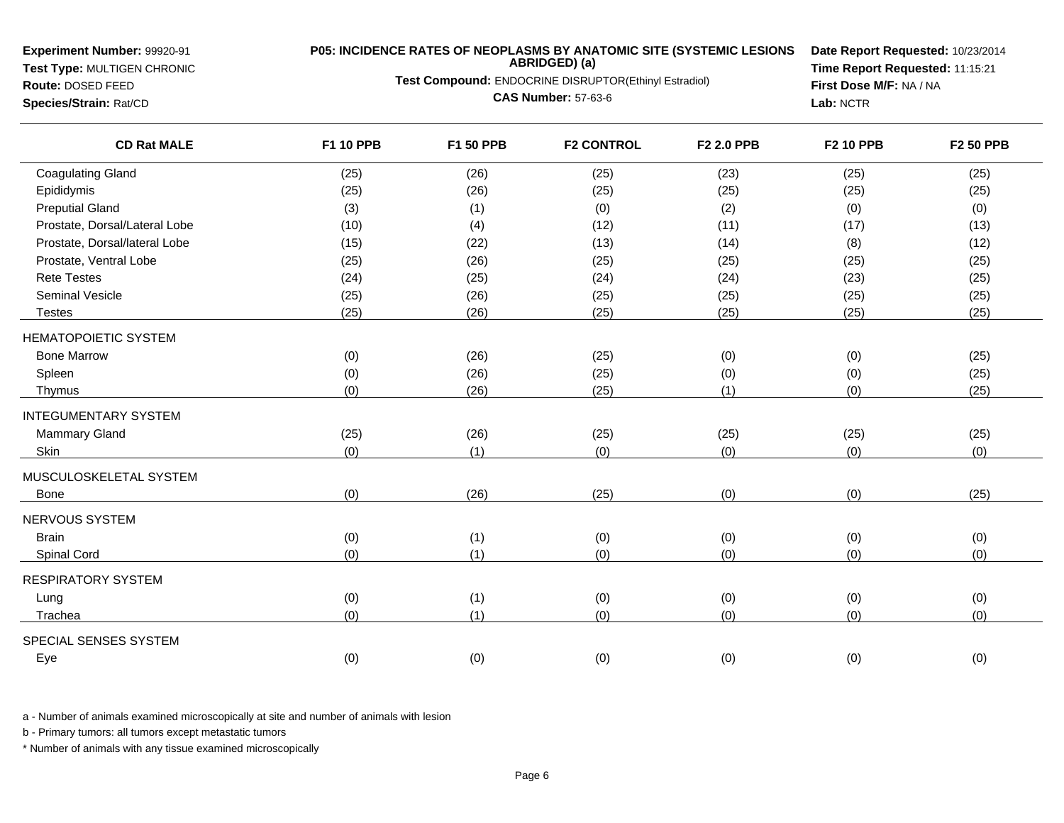**Experiment Number:** 99920-91
**Test Type:** MULTIGEN CHRONIC
**Route:** DOSED FEED
**Species/Strain:** Rat/CD

**P05: INCIDENCE RATES OF NEOPLASMS BY ANATOMIC SITE (SYSTEMIC LESIONS ABRIDGED) (a)**
**Test Compound:** ENDOCRINE DISRUPTOR(Ethinyl Estradiol)
**CAS Number:** 57-63-6

**Date Report Requested:** 10/23/2014
**Time Report Requested:** 11:15:21
**First Dose M/F:** NA / NA
**Lab:** NCTR

| CD Rat MALE | F1 10 PPB | F1 50 PPB | F2 CONTROL | F2 2.0 PPB | F2 10 PPB | F2 50 PPB |
|---|---|---|---|---|---|---|
| Coagulating Gland | (25) | (26) | (25) | (23) | (25) | (25) |
| Epididymis | (25) | (26) | (25) | (25) | (25) | (25) |
| Preputial Gland | (3) | (1) | (0) | (2) | (0) | (0) |
| Prostate, Dorsal/Lateral Lobe | (10) | (4) | (12) | (11) | (17) | (13) |
| Prostate, Dorsal/lateral Lobe | (15) | (22) | (13) | (14) | (8) | (12) |
| Prostate, Ventral Lobe | (25) | (26) | (25) | (25) | (25) | (25) |
| Rete Testes | (24) | (25) | (24) | (24) | (23) | (25) |
| Seminal Vesicle | (25) | (26) | (25) | (25) | (25) | (25) |
| Testes | (25) | (26) | (25) | (25) | (25) | (25) |
| HEMATOPOIETIC SYSTEM | | | | | | |
| Bone Marrow | (0) | (26) | (25) | (0) | (0) | (25) |
| Spleen | (0) | (26) | (25) | (0) | (0) | (25) |
| Thymus | (0) | (26) | (25) | (1) | (0) | (25) |
| INTEGUMENTARY SYSTEM | | | | | | |
| Mammary Gland | (25) | (26) | (25) | (25) | (25) | (25) |
| Skin | (0) | (1) | (0) | (0) | (0) | (0) |
| MUSCULOSKELETAL SYSTEM | | | | | | |
| Bone | (0) | (26) | (25) | (0) | (0) | (25) |
| NERVOUS SYSTEM | | | | | | |
| Brain | (0) | (1) | (0) | (0) | (0) | (0) |
| Spinal Cord | (0) | (1) | (0) | (0) | (0) | (0) |
| RESPIRATORY SYSTEM | | | | | | |
| Lung | (0) | (1) | (0) | (0) | (0) | (0) |
| Trachea | (0) | (1) | (0) | (0) | (0) | (0) |
| SPECIAL SENSES SYSTEM | | | | | | |
| Eye | (0) | (0) | (0) | (0) | (0) | (0) |

a - Number of animals examined microscopically at site and number of animals with lesion

b - Primary tumors: all tumors except metastatic tumors

* Number of animals with any tissue examined microscopically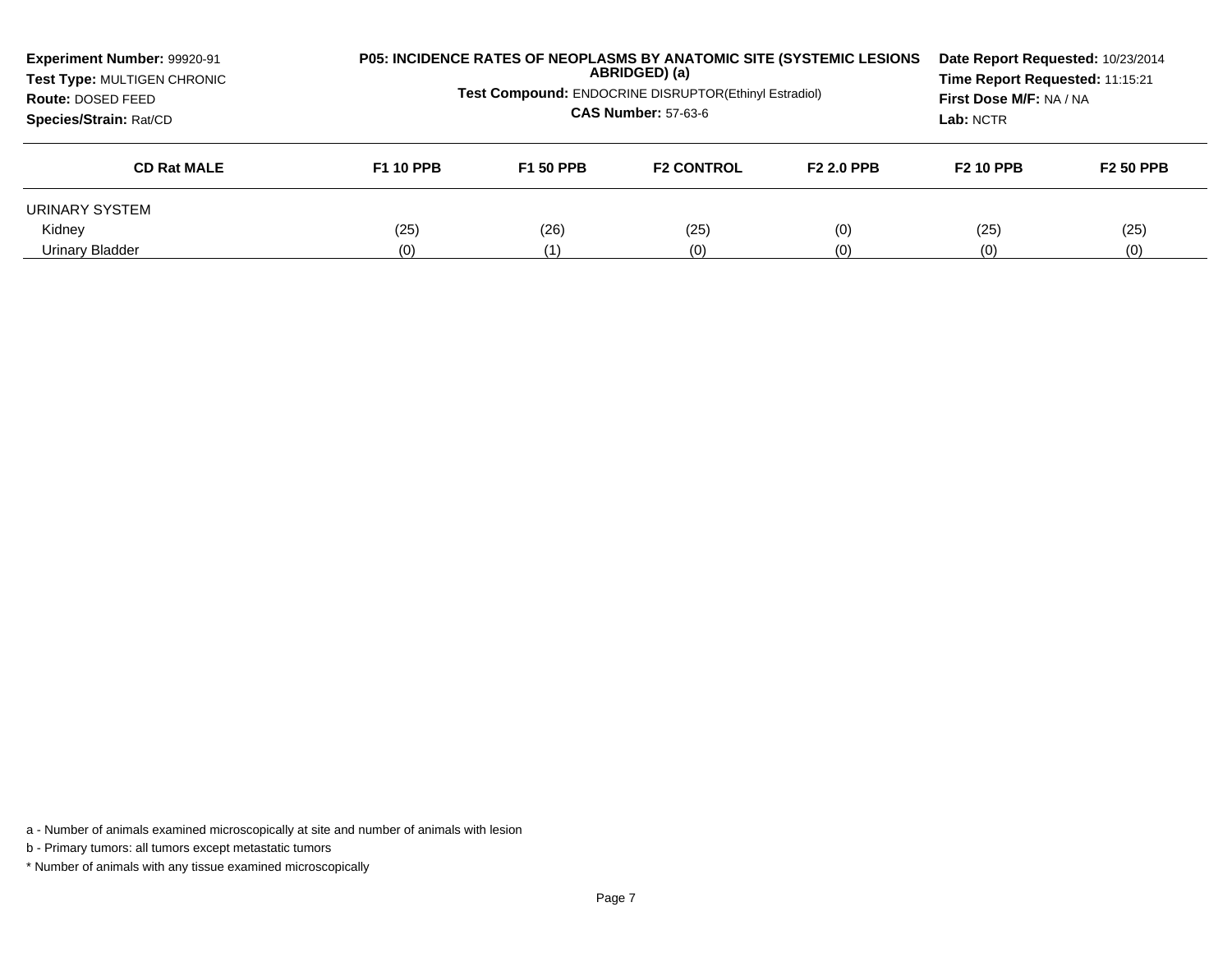**Experiment Number:** 99920-91
**Test Type:** MULTIGEN CHRONIC
**Route:** DOSED FEED
**Species/Strain:** Rat/CD

**P05: INCIDENCE RATES OF NEOPLASMS BY ANATOMIC SITE (SYSTEMIC LESIONS ABRIDGED) (a)**
**Test Compound:** ENDOCRINE DISRUPTOR(Ethinyl Estradiol)
**CAS Number:** 57-63-6

**Date Report Requested:** 10/23/2014
**Time Report Requested:** 11:15:21
**First Dose M/F:** NA / NA
**Lab:** NCTR

| CD Rat MALE | F1 10 PPB | F1 50 PPB | F2 CONTROL | F2 2.0 PPB | F2 10 PPB | F2 50 PPB |
|---|---|---|---|---|---|---|
| URINARY SYSTEM | | | | | | |
| Kidney | (25) | (26) | (25) | (0) | (25) | (25) |
| Urinary Bladder | (0) | (1) | (0) | (0) | (0) | (0) |

a - Number of animals examined microscopically at site and number of animals with lesion

b - Primary tumors: all tumors except metastatic tumors

* Number of animals with any tissue examined microscopically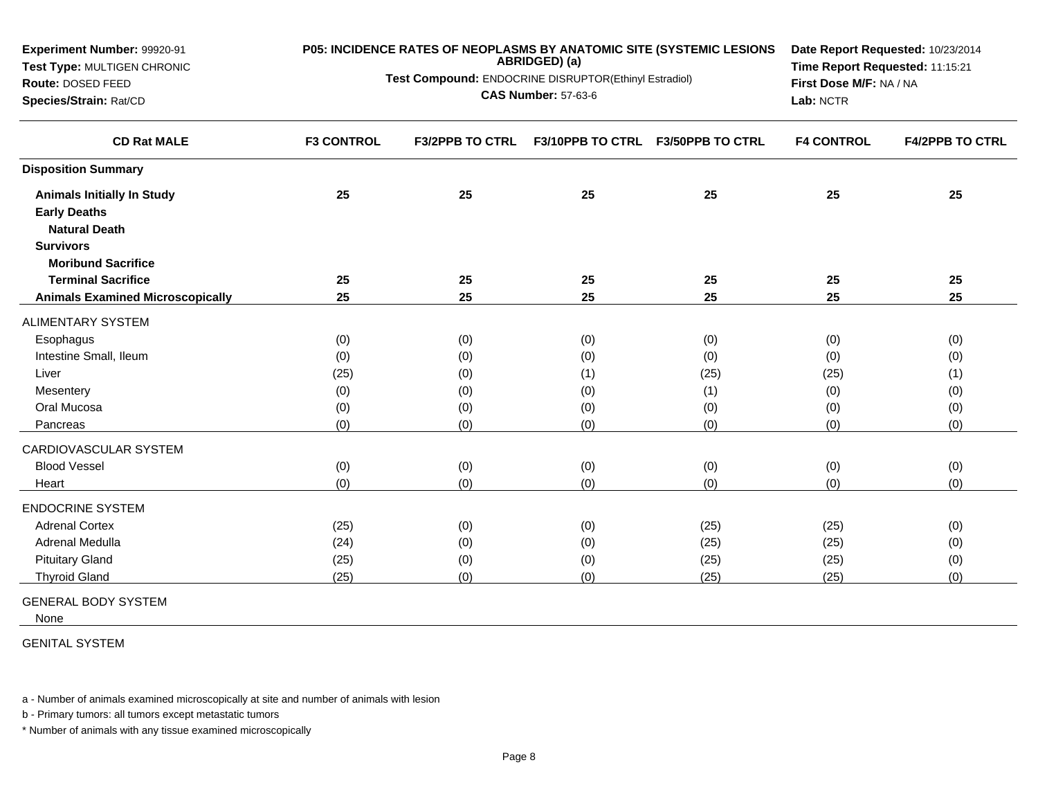**Experiment Number:** 99920-91
**Test Type:** MULTIGEN CHRONIC
**Route:** DOSED FEED
**Species/Strain:** Rat/CD

**P05: INCIDENCE RATES OF NEOPLASMS BY ANATOMIC SITE (SYSTEMIC LESIONS ABRIDGED) (a)**
**Test Compound:** ENDOCRINE DISRUPTOR(Ethinyl Estradiol)
**CAS Number:** 57-63-6

**Date Report Requested:** 10/23/2014
**Time Report Requested:** 11:15:21
**First Dose M/F:** NA / NA
**Lab:** NCTR

| CD Rat MALE | F3 CONTROL | F3/2PPB TO CTRL | F3/10PPB TO CTRL | F3/50PPB TO CTRL | F4 CONTROL | F4/2PPB TO CTRL |
|---|---|---|---|---|---|---|
| **Disposition Summary** | | | | | | |
| **Animals Initially In Study** | **25** | **25** | **25** | **25** | **25** | **25** |
| **Early Deaths** | | | | | | |
| **Natural Death** | | | | | | |
| **Survivors** | | | | | | |
| **Moribund Sacrifice** | | | | | | |
| **Terminal Sacrifice** | **25** | **25** | **25** | **25** | **25** | **25** |
| **Animals Examined Microscopically** | **25** | **25** | **25** | **25** | **25** | **25** |
| ALIMENTARY SYSTEM | | | | | | |
| Esophagus | (0) | (0) | (0) | (0) | (0) | (0) |
| Intestine Small, Ileum | (0) | (0) | (0) | (0) | (0) | (0) |
| Liver | (25) | (0) | (1) | (25) | (25) | (1) |
| Mesentery | (0) | (0) | (0) | (1) | (0) | (0) |
| Oral Mucosa | (0) | (0) | (0) | (0) | (0) | (0) |
| Pancreas | (0) | (0) | (0) | (0) | (0) | (0) |
| CARDIOVASCULAR SYSTEM | | | | | | |
| Blood Vessel | (0) | (0) | (0) | (0) | (0) | (0) |
| Heart | (0) | (0) | (0) | (0) | (0) | (0) |
| ENDOCRINE SYSTEM | | | | | | |
| Adrenal Cortex | (25) | (0) | (0) | (25) | (25) | (0) |
| Adrenal Medulla | (24) | (0) | (0) | (25) | (25) | (0) |
| Pituitary Gland | (25) | (0) | (0) | (25) | (25) | (0) |
| Thyroid Gland | (25) | (0) | (0) | (25) | (25) | (0) |
| GENERAL BODY SYSTEM | | | | | | |
| None | | | | | | |
| GENITAL SYSTEM | | | | | | |

a - Number of animals examined microscopically at site and number of animals with lesion

b - Primary tumors: all tumors except metastatic tumors

* Number of animals with any tissue examined microscopically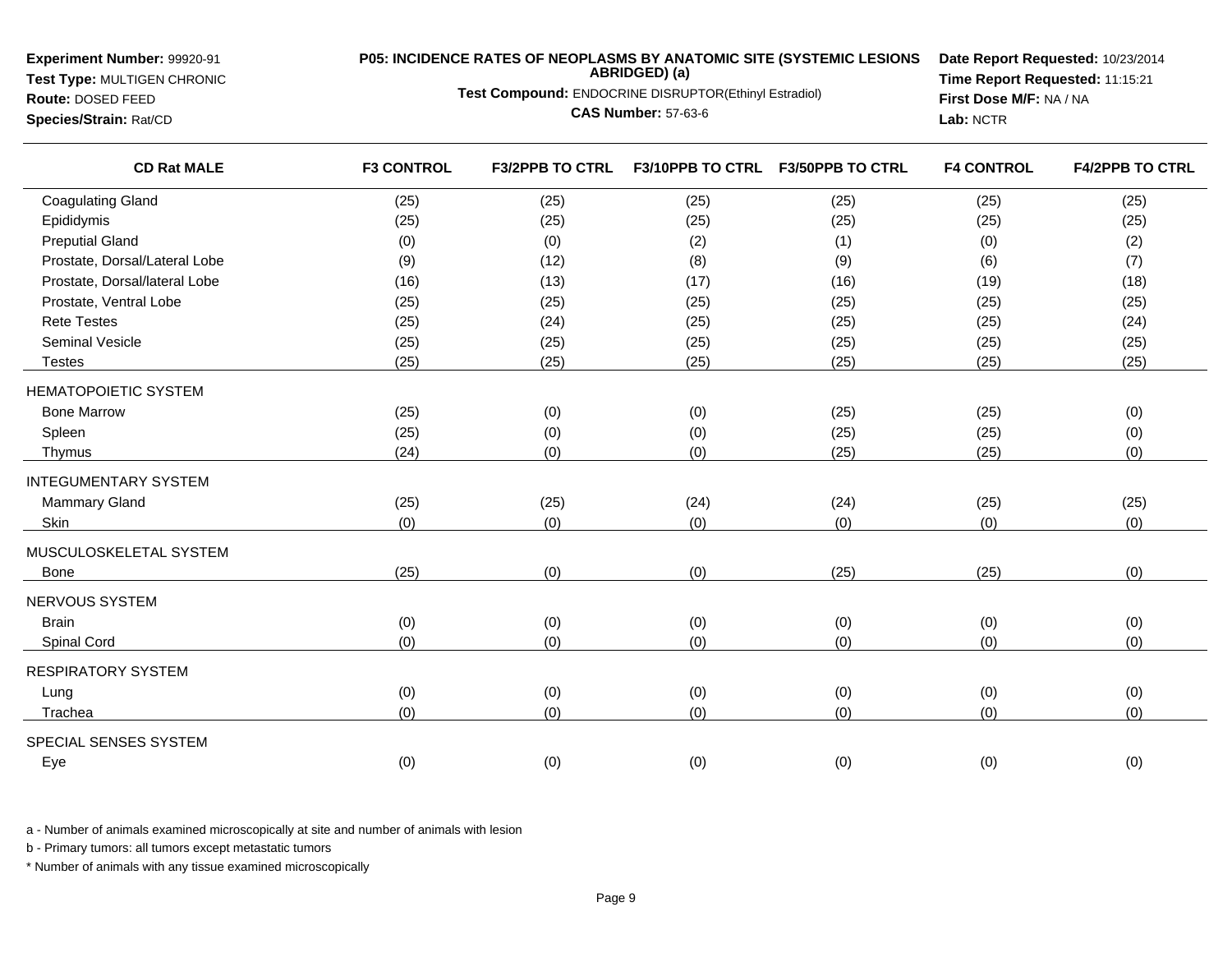**Experiment Number:** 99920-91
**Test Type:** MULTIGEN CHRONIC
**Route:** DOSED FEED
**Species/Strain:** Rat/CD

**P05: INCIDENCE RATES OF NEOPLASMS BY ANATOMIC SITE (SYSTEMIC LESIONS ABRIDGED) (a)**
**Test Compound:** ENDOCRINE DISRUPTOR(Ethinyl Estradiol)
**CAS Number:** 57-63-6

**Date Report Requested:** 10/23/2014
**Time Report Requested:** 11:15:21
**First Dose M/F:** NA / NA
**Lab:** NCTR

| CD Rat MALE | F3 CONTROL | F3/2PPB TO CTRL | F3/10PPB TO CTRL | F3/50PPB TO CTRL | F4 CONTROL | F4/2PPB TO CTRL |
|---|---|---|---|---|---|---|
| Coagulating Gland | (25) | (25) | (25) | (25) | (25) | (25) |
| Epididymis | (25) | (25) | (25) | (25) | (25) | (25) |
| Preputial Gland | (0) | (0) | (2) | (1) | (0) | (2) |
| Prostate, Dorsal/Lateral Lobe | (9) | (12) | (8) | (9) | (6) | (7) |
| Prostate, Dorsal/lateral Lobe | (16) | (13) | (17) | (16) | (19) | (18) |
| Prostate, Ventral Lobe | (25) | (25) | (25) | (25) | (25) | (25) |
| Rete Testes | (25) | (24) | (25) | (25) | (25) | (24) |
| Seminal Vesicle | (25) | (25) | (25) | (25) | (25) | (25) |
| Testes | (25) | (25) | (25) | (25) | (25) | (25) |
| HEMATOPOIETIC SYSTEM | | | | | | |
| Bone Marrow | (25) | (0) | (0) | (25) | (25) | (0) |
| Spleen | (25) | (0) | (0) | (25) | (25) | (0) |
| Thymus | (24) | (0) | (0) | (25) | (25) | (0) |
| INTEGUMENTARY SYSTEM | | | | | | |
| Mammary Gland | (25) | (25) | (24) | (24) | (25) | (25) |
| Skin | (0) | (0) | (0) | (0) | (0) | (0) |
| MUSCULOSKELETAL SYSTEM | | | | | | |
| Bone | (25) | (0) | (0) | (25) | (25) | (0) |
| NERVOUS SYSTEM | | | | | | |
| Brain | (0) | (0) | (0) | (0) | (0) | (0) |
| Spinal Cord | (0) | (0) | (0) | (0) | (0) | (0) |
| RESPIRATORY SYSTEM | | | | | | |
| Lung | (0) | (0) | (0) | (0) | (0) | (0) |
| Trachea | (0) | (0) | (0) | (0) | (0) | (0) |
| SPECIAL SENSES SYSTEM | | | | | | |
| Eye | (0) | (0) | (0) | (0) | (0) | (0) |

a - Number of animals examined microscopically at site and number of animals with lesion

b - Primary tumors: all tumors except metastatic tumors

* Number of animals with any tissue examined microscopically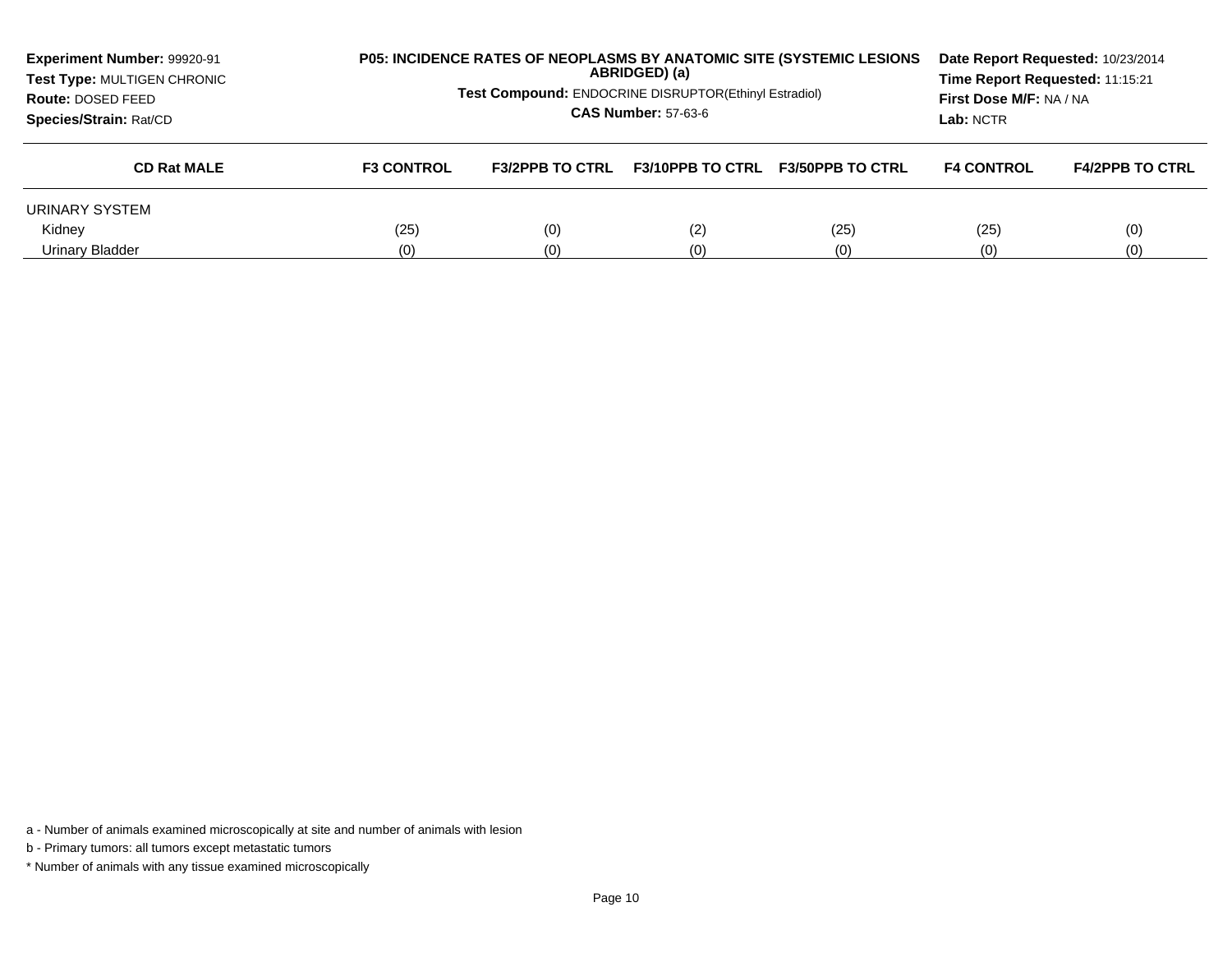**Experiment Number:** 99920-91
**Test Type:** MULTIGEN CHRONIC
**Route:** DOSED FEED
**Species/Strain:** Rat/CD

**P05: INCIDENCE RATES OF NEOPLASMS BY ANATOMIC SITE (SYSTEMIC LESIONS ABRIDGED) (a)**

**Test Compound:** ENDOCRINE DISRUPTOR(Ethinyl Estradiol)

**CAS Number:** 57-63-6

**Date Report Requested:** 10/23/2014
**Time Report Requested:** 11:15:21
**First Dose M/F:** NA / NA
**Lab:** NCTR

| CD Rat MALE | F3 CONTROL | F3/2PPB TO CTRL | F3/10PPB TO CTRL | F3/50PPB TO CTRL | F4 CONTROL | F4/2PPB TO CTRL |
|---|---|---|---|---|---|---|
| URINARY SYSTEM | | | | | | |
| Kidney | (25) | (0) | (2) | (25) | (25) | (0) |
| Urinary Bladder | (0) | (0) | (0) | (0) | (0) | (0) |

a - Number of animals examined microscopically at site and number of animals with lesion

b - Primary tumors: all tumors except metastatic tumors

* Number of animals with any tissue examined microscopically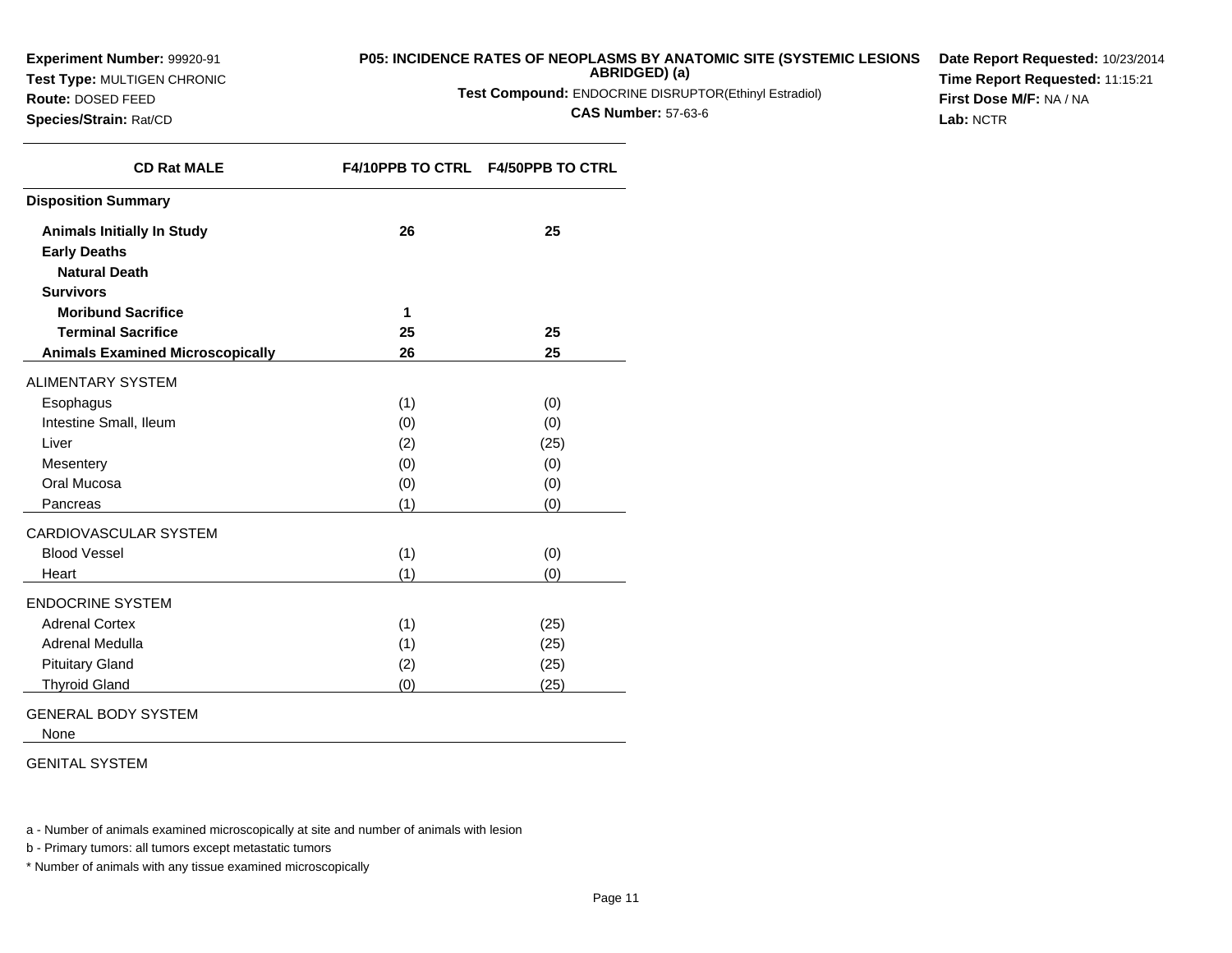**Experiment Number:** 99920-91
**Test Type:** MULTIGEN CHRONIC
**Route:** DOSED FEED
**Species/Strain:** Rat/CD

**P05: INCIDENCE RATES OF NEOPLASMS BY ANATOMIC SITE (SYSTEMIC LESIONS ABRIDGED) (a)**
**Test Compound:** ENDOCRINE DISRUPTOR(Ethinyl Estradiol)
**CAS Number:** 57-63-6

**Date Report Requested:** 10/23/2014
**Time Report Requested:** 11:15:21
**First Dose M/F:** NA / NA
**Lab:** NCTR

| CD Rat MALE | F4/10PPB TO CTRL | F4/50PPB TO CTRL |
|---|---|---|
| **Disposition Summary** | | |
| **Animals Initially In Study** | **26** | **25** |
| **Early Deaths** | | |
| **Natural Death** | | |
| **Survivors** | | |
| **Moribund Sacrifice** | **1** | |
| **Terminal Sacrifice** | **25** | **25** |
| **Animals Examined Microscopically** | **26** | **25** |
| ALIMENTARY SYSTEM | | |
| Esophagus | (1) | (0) |
| Intestine Small, Ileum | (0) | (0) |
| Liver | (2) | (25) |
| Mesentery | (0) | (0) |
| Oral Mucosa | (0) | (0) |
| Pancreas | (1) | (0) |
| CARDIOVASCULAR SYSTEM | | |
| Blood Vessel | (1) | (0) |
| Heart | (1) | (0) |
| ENDOCRINE SYSTEM | | |
| Adrenal Cortex | (1) | (25) |
| Adrenal Medulla | (1) | (25) |
| Pituitary Gland | (2) | (25) |
| Thyroid Gland | (0) | (25) |
| GENERAL BODY SYSTEM | | |
| None | | |
| GENITAL SYSTEM | | |

a - Number of animals examined microscopically at site and number of animals with lesion

b - Primary tumors: all tumors except metastatic tumors

* Number of animals with any tissue examined microscopically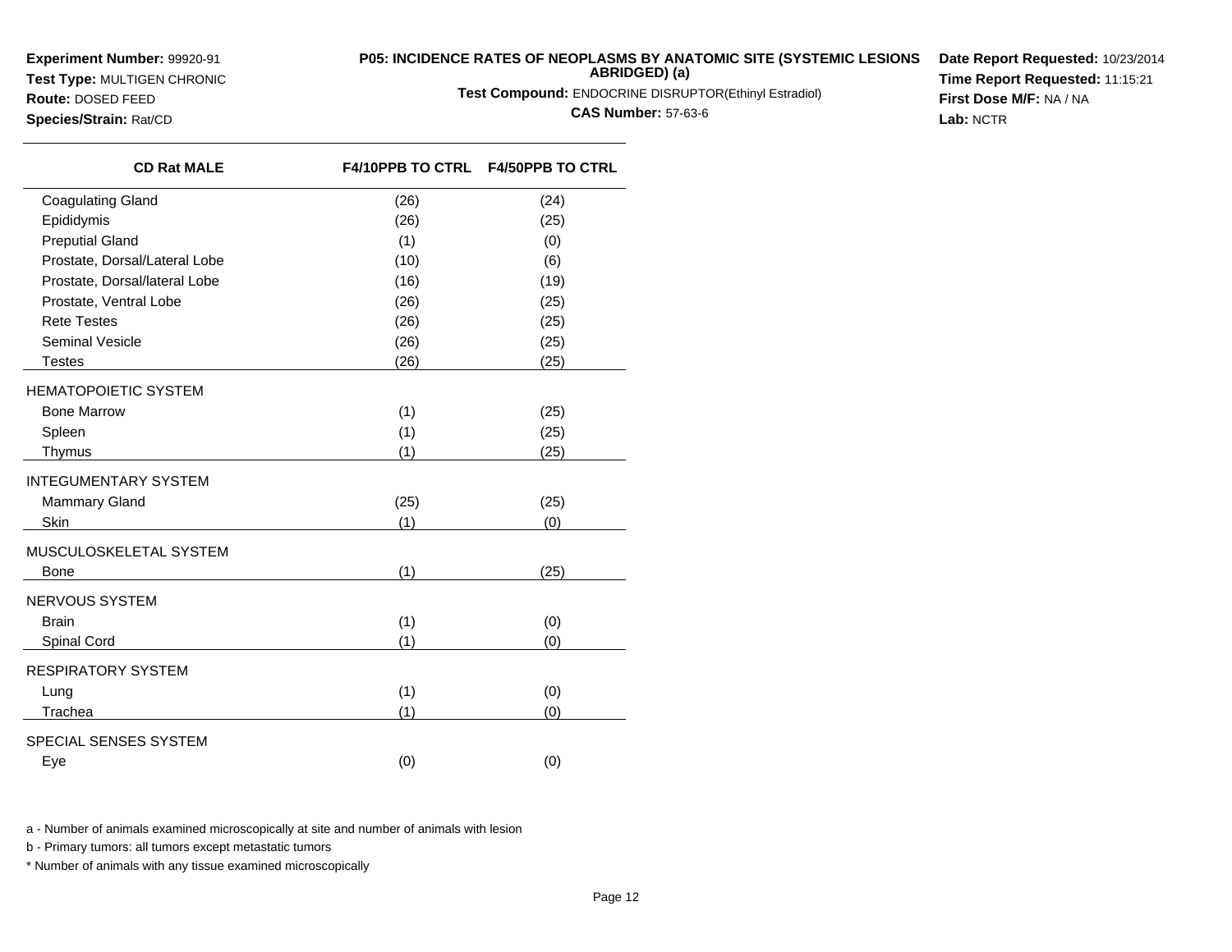**Experiment Number:** 99920-91
**Test Type:** MULTIGEN CHRONIC
**Route:** DOSED FEED
**Species/Strain:** Rat/CD

**P05: INCIDENCE RATES OF NEOPLASMS BY ANATOMIC SITE (SYSTEMIC LESIONS ABRIDGED) (a)**
**Test Compound:** ENDOCRINE DISRUPTOR(Ethinyl Estradiol)
**CAS Number:** 57-63-6

**Date Report Requested:** 10/23/2014
**Time Report Requested:** 11:15:21
**First Dose M/F:** NA / NA
**Lab:** NCTR

| CD Rat MALE | F4/10PPB TO CTRL | F4/50PPB TO CTRL |
|---|---|---|
| Coagulating Gland | (26) | (24) |
| Epididymis | (26) | (25) |
| Preputial Gland | (1) | (0) |
| Prostate, Dorsal/Lateral Lobe | (10) | (6) |
| Prostate, Dorsal/lateral Lobe | (16) | (19) |
| Prostate, Ventral Lobe | (26) | (25) |
| Rete Testes | (26) | (25) |
| Seminal Vesicle | (26) | (25) |
| Testes | (26) | (25) |
| HEMATOPOIETIC SYSTEM | | |
| Bone Marrow | (1) | (25) |
| Spleen | (1) | (25) |
| Thymus | (1) | (25) |
| INTEGUMENTARY SYSTEM | | |
| Mammary Gland | (25) | (25) |
| Skin | (1) | (0) |
| MUSCULOSKELETAL SYSTEM | | |
| Bone | (1) | (25) |
| NERVOUS SYSTEM | | |
| Brain | (1) | (0) |
| Spinal Cord | (1) | (0) |
| RESPIRATORY SYSTEM | | |
| Lung | (1) | (0) |
| Trachea | (1) | (0) |
| SPECIAL SENSES SYSTEM | | |
| Eye | (0) | (0) |

a - Number of animals examined microscopically at site and number of animals with lesion

b - Primary tumors: all tumors except metastatic tumors

* Number of animals with any tissue examined microscopically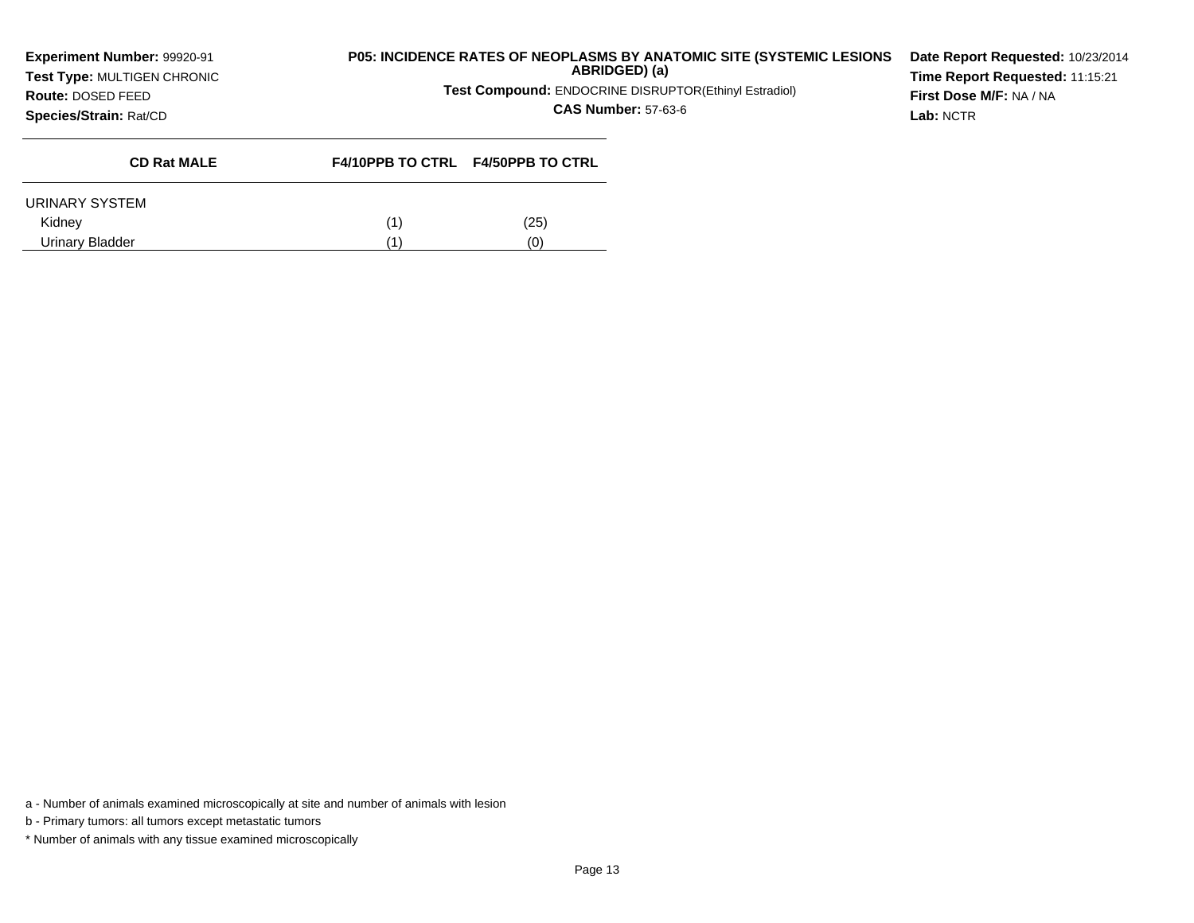Experiment Number: 99920-91
Test Type: MULTIGEN CHRONIC
Route: DOSED FEED
Species/Strain: Rat/CD

**P05: INCIDENCE RATES OF NEOPLASMS BY ANATOMIC SITE (SYSTEMIC LESIONS ABRIDGED) (a)**

**Test Compound:** ENDOCRINE DISRUPTOR(Ethinyl Estradiol)

**CAS Number:** 57-63-6

**Date Report Requested:** 10/23/2014
**Time Report Requested:** 11:15:21
**First Dose M/F:** NA / NA
**Lab:** NCTR

| CD Rat MALE | F4/10PPB TO CTRL | F4/50PPB TO CTRL |
|---|---|---|
| URINARY SYSTEM | | |
| Kidney | (1) | (25) |
| Urinary Bladder | (1) | (0) |

a - Number of animals examined microscopically at site and number of animals with lesion

b - Primary tumors: all tumors except metastatic tumors

* Number of animals with any tissue examined microscopically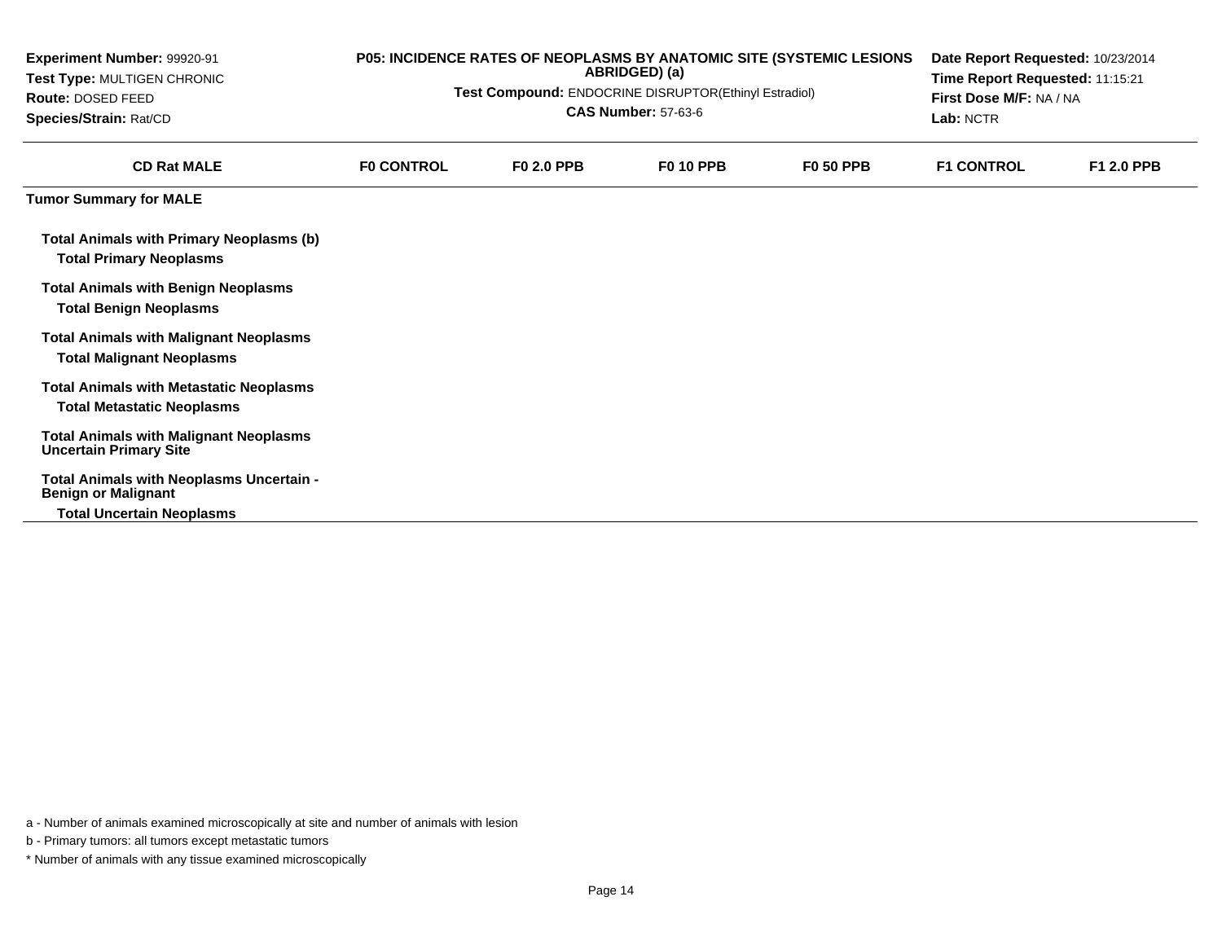**Experiment Number:** 99920-91
**Test Type:** MULTIGEN CHRONIC
**Route:** DOSED FEED
**Species/Strain:** Rat/CD

**P05: INCIDENCE RATES OF NEOPLASMS BY ANATOMIC SITE (SYSTEMIC LESIONS ABRIDGED) (a)**

**Test Compound:** ENDOCRINE DISRUPTOR(Ethinyl Estradiol)

**CAS Number:** 57-63-6

**Date Report Requested:** 10/23/2014
**Time Report Requested:** 11:15:21
**First Dose M/F:** NA / NA
**Lab:** NCTR

| CD Rat MALE | F0 CONTROL | F0 2.0 PPB | F0 10 PPB | F0 50 PPB | F1 CONTROL | F1 2.0 PPB |
|---|---|---|---|---|---|---|
| **Tumor Summary for MALE** | | | | | | |
| **Total Animals with Primary Neoplasms (b)** | | | | | | |
| **Total Primary Neoplasms** | | | | | | |
| **Total Animals with Benign Neoplasms** | | | | | | |
| **Total Benign Neoplasms** | | | | | | |
| **Total Animals with Malignant Neoplasms** | | | | | | |
| **Total Malignant Neoplasms** | | | | | | |
| **Total Animals with Metastatic Neoplasms** | | | | | | |
| **Total Metastatic Neoplasms** | | | | | | |
| **Total Animals with Malignant Neoplasms Uncertain Primary Site** | | | | | | |
| **Total Animals with Neoplasms Uncertain - Benign or Malignant** | | | | | | |
| **Total Uncertain Neoplasms** | | | | | | |

a - Number of animals examined microscopically at site and number of animals with lesion

b - Primary tumors: all tumors except metastatic tumors

* Number of animals with any tissue examined microscopically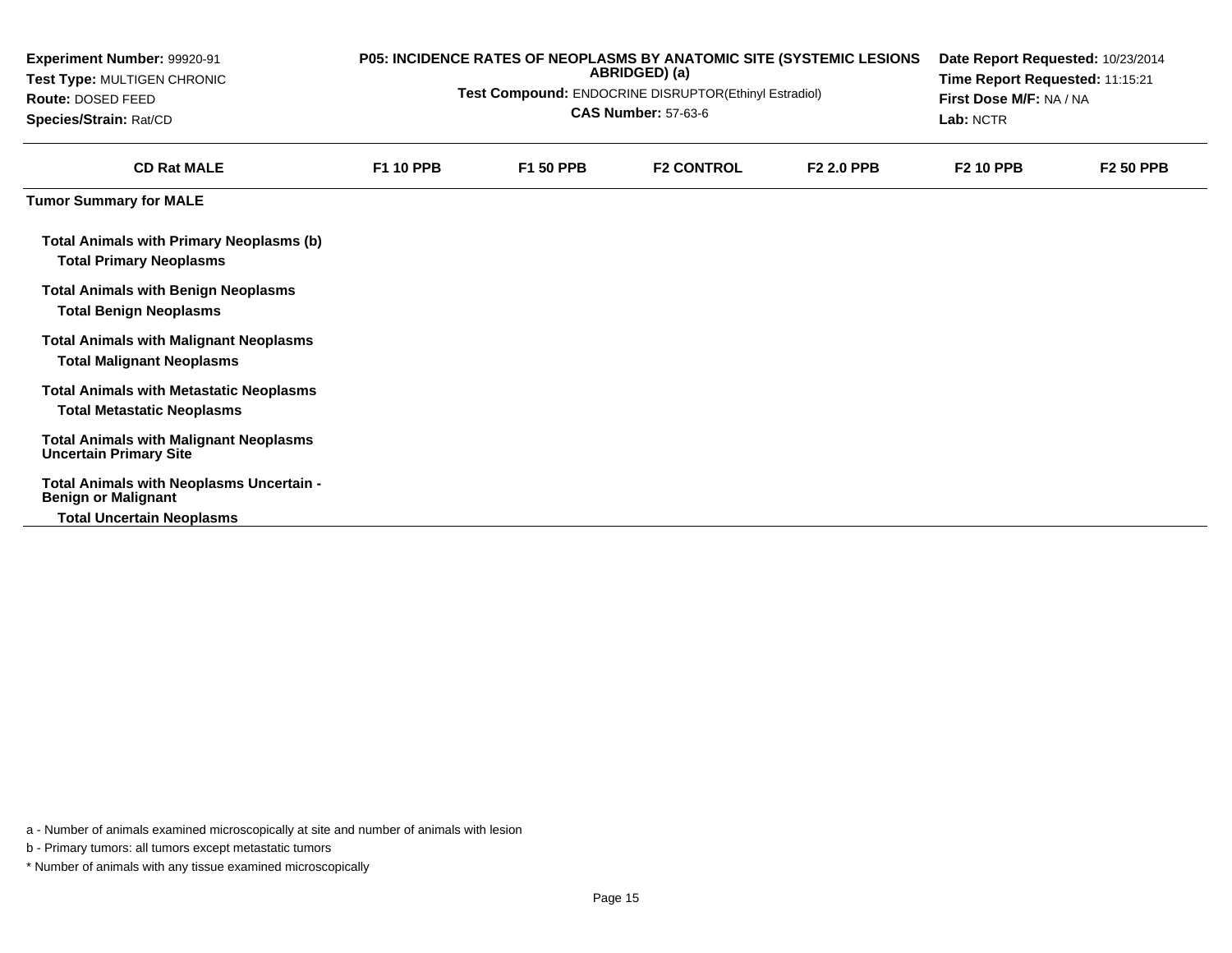**Experiment Number:** 99920-91
**Test Type:** MULTIGEN CHRONIC
**Route:** DOSED FEED
**Species/Strain:** Rat/CD

**P05: INCIDENCE RATES OF NEOPLASMS BY ANATOMIC SITE (SYSTEMIC LESIONS ABRIDGED) (a)**
**Test Compound:** ENDOCRINE DISRUPTOR(Ethinyl Estradiol)
**CAS Number:** 57-63-6

**Date Report Requested:** 10/23/2014
**Time Report Requested:** 11:15:21
**First Dose M/F:** NA / NA
**Lab:** NCTR

| CD Rat MALE | F1 10 PPB | F1 50 PPB | F2 CONTROL | F2 2.0 PPB | F2 10 PPB | F2 50 PPB |
|---|---|---|---|---|---|---|
| **Tumor Summary for MALE** | | | | | | |
| **Total Animals with Primary Neoplasms (b)** | | | | | | |
| **Total Primary Neoplasms** | | | | | | |
| **Total Animals with Benign Neoplasms** | | | | | | |
| **Total Benign Neoplasms** | | | | | | |
| **Total Animals with Malignant Neoplasms** | | | | | | |
| **Total Malignant Neoplasms** | | | | | | |
| **Total Animals with Metastatic Neoplasms** | | | | | | |
| **Total Metastatic Neoplasms** | | | | | | |
| **Total Animals with Malignant Neoplasms Uncertain Primary Site** | | | | | | |
| **Total Animals with Neoplasms Uncertain - Benign or Malignant** | | | | | | |
| **Total Uncertain Neoplasms** | | | | | | |

a - Number of animals examined microscopically at site and number of animals with lesion

b - Primary tumors: all tumors except metastatic tumors

* Number of animals with any tissue examined microscopically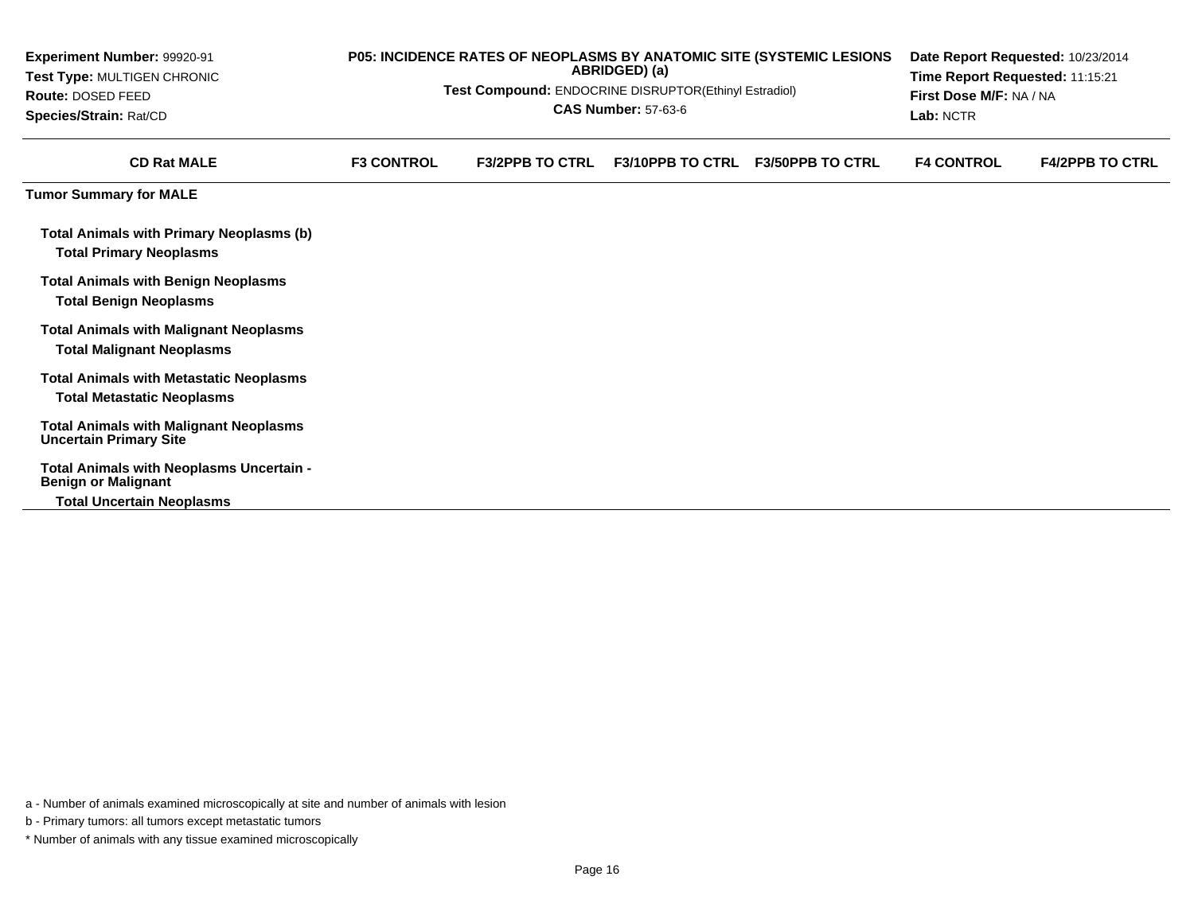**Experiment Number:** 99920-91
**Test Type:** MULTIGEN CHRONIC
**Route:** DOSED FEED
**Species/Strain:** Rat/CD

**P05: INCIDENCE RATES OF NEOPLASMS BY ANATOMIC SITE (SYSTEMIC LESIONS ABRIDGED) (a)**
**Test Compound:** ENDOCRINE DISRUPTOR(Ethinyl Estradiol)
**CAS Number:** 57-63-6

**Date Report Requested:** 10/23/2014
**Time Report Requested:** 11:15:21
**First Dose M/F:** NA / NA
**Lab:** NCTR

| CD Rat MALE | F3 CONTROL | F3/2PPB TO CTRL | F3/10PPB TO CTRL | F3/50PPB TO CTRL | F4 CONTROL | F4/2PPB TO CTRL |
|---|---|---|---|---|---|---|
| **Tumor Summary for MALE** | | | | | | |
| **Total Animals with Primary Neoplasms (b)** | | | | | | |
| **Total Primary Neoplasms** | | | | | | |
| **Total Animals with Benign Neoplasms** | | | | | | |
| **Total Benign Neoplasms** | | | | | | |
| **Total Animals with Malignant Neoplasms** | | | | | | |
| **Total Malignant Neoplasms** | | | | | | |
| **Total Animals with Metastatic Neoplasms** | | | | | | |
| **Total Metastatic Neoplasms** | | | | | | |
| **Total Animals with Malignant Neoplasms Uncertain Primary Site** | | | | | | |
| **Total Animals with Neoplasms Uncertain - Benign or Malignant** | | | | | | |
| **Total Uncertain Neoplasms** | | | | | | |

a - Number of animals examined microscopically at site and number of animals with lesion

b - Primary tumors: all tumors except metastatic tumors

* Number of animals with any tissue examined microscopically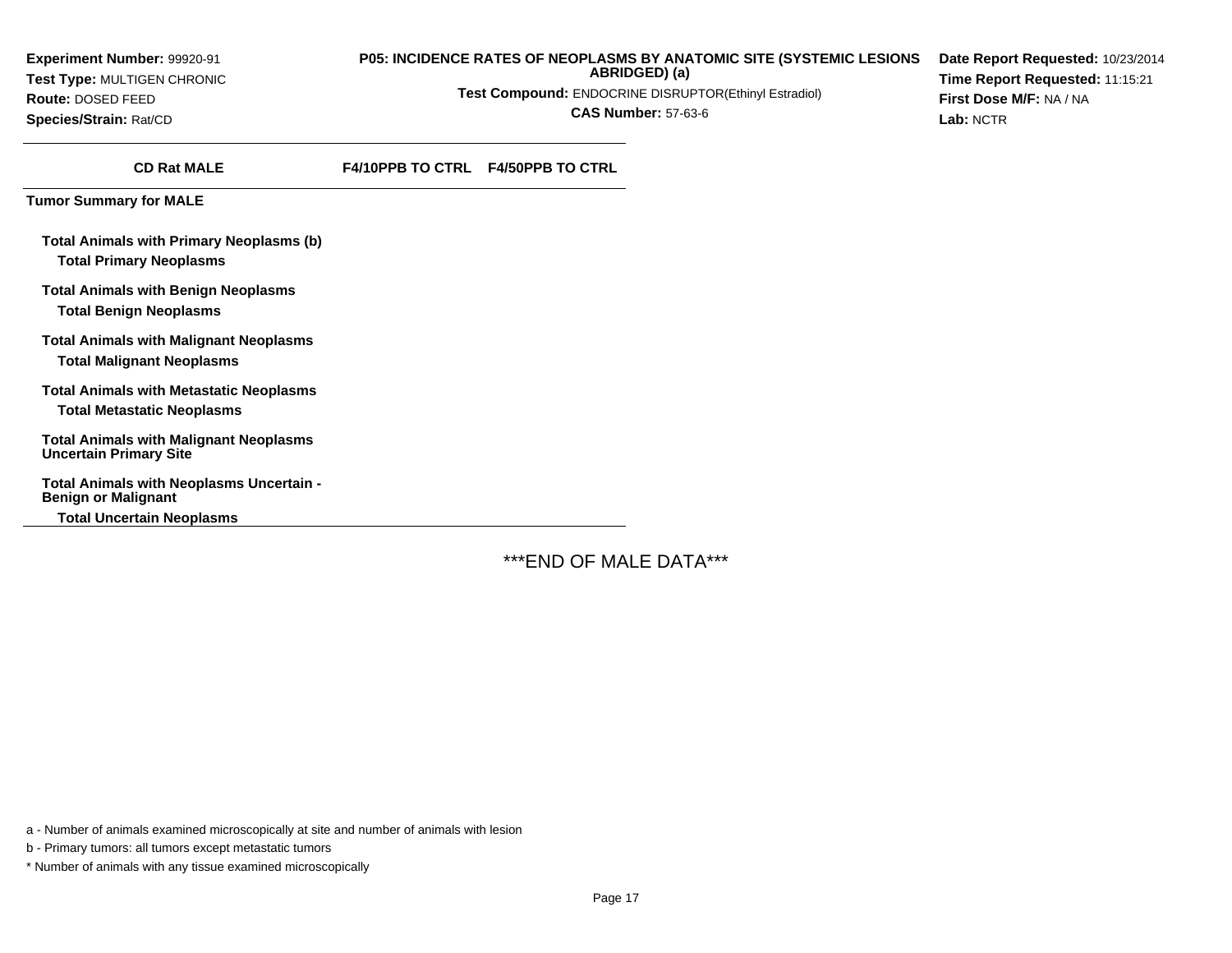**Experiment Number:** 99920-91
**Test Type:** MULTIGEN CHRONIC
**Route:** DOSED FEED
**Species/Strain:** Rat/CD

**P05: INCIDENCE RATES OF NEOPLASMS BY ANATOMIC SITE (SYSTEMIC LESIONS ABRIDGED) (a)**
**Test Compound:** ENDOCRINE DISRUPTOR(Ethinyl Estradiol)
**CAS Number:** 57-63-6

**Date Report Requested:** 10/23/2014
**Time Report Requested:** 11:15:21
**First Dose M/F:** NA / NA
**Lab:** NCTR

| CD Rat MALE | F4/10PPB TO CTRL | F4/50PPB TO CTRL |
|---|---|---|
| **Tumor Summary for MALE** | | |
| **Total Animals with Primary Neoplasms (b)** | | |
| **Total Primary Neoplasms** | | |
| **Total Animals with Benign Neoplasms** | | |
| **Total Benign Neoplasms** | | |
| **Total Animals with Malignant Neoplasms** | | |
| **Total Malignant Neoplasms** | | |
| **Total Animals with Metastatic Neoplasms** | | |
| **Total Metastatic Neoplasms** | | |
| **Total Animals with Malignant Neoplasms Uncertain Primary Site** | | |
| **Total Animals with Neoplasms Uncertain - Benign or Malignant** | | |
| **Total Uncertain Neoplasms** | | |

***END OF MALE DATA***

a - Number of animals examined microscopically at site and number of animals with lesion

b - Primary tumors: all tumors except metastatic tumors

* Number of animals with any tissue examined microscopically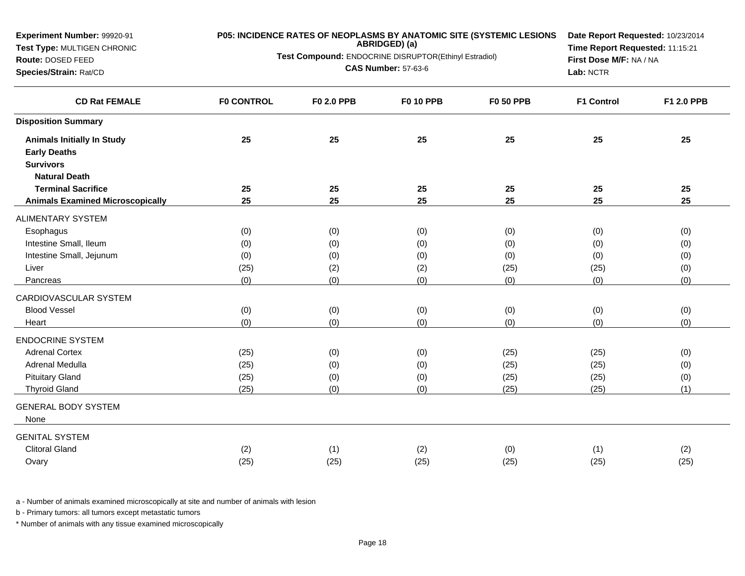**Experiment Number:** 99920-91
**Test Type:** MULTIGEN CHRONIC
**Route:** DOSED FEED
**Species/Strain:** Rat/CD

**P05: INCIDENCE RATES OF NEOPLASMS BY ANATOMIC SITE (SYSTEMIC LESIONS ABRIDGED) (a)**
**Test Compound:** ENDOCRINE DISRUPTOR(Ethinyl Estradiol)
**CAS Number:** 57-63-6

**Date Report Requested:** 10/23/2014
**Time Report Requested:** 11:15:21
**First Dose M/F:** NA / NA
**Lab:** NCTR

| CD Rat FEMALE | F0 CONTROL | F0 2.0 PPB | F0 10 PPB | F0 50 PPB | F1 Control | F1 2.0 PPB |
|---|---|---|---|---|---|---|
| **Disposition Summary** | | | | | | |
| **Animals Initially In Study** | **25** | **25** | **25** | **25** | **25** | **25** |
| **Early Deaths** | | | | | | |
| **Survivors** | | | | | | |
| **Natural Death** | | | | | | |
| **Terminal Sacrifice** | **25** | **25** | **25** | **25** | **25** | **25** |
| **Animals Examined Microscopically** | **25** | **25** | **25** | **25** | **25** | **25** |
| ALIMENTARY SYSTEM | | | | | | |
| Esophagus | (0) | (0) | (0) | (0) | (0) | (0) |
| Intestine Small, Ileum | (0) | (0) | (0) | (0) | (0) | (0) |
| Intestine Small, Jejunum | (0) | (0) | (0) | (0) | (0) | (0) |
| Liver | (25) | (2) | (2) | (25) | (25) | (0) |
| Pancreas | (0) | (0) | (0) | (0) | (0) | (0) |
| CARDIOVASCULAR SYSTEM | | | | | | |
| Blood Vessel | (0) | (0) | (0) | (0) | (0) | (0) |
| Heart | (0) | (0) | (0) | (0) | (0) | (0) |
| ENDOCRINE SYSTEM | | | | | | |
| Adrenal Cortex | (25) | (0) | (0) | (25) | (25) | (0) |
| Adrenal Medulla | (25) | (0) | (0) | (25) | (25) | (0) |
| Pituitary Gland | (25) | (0) | (0) | (25) | (25) | (0) |
| Thyroid Gland | (25) | (0) | (0) | (25) | (25) | (1) |
| GENERAL BODY SYSTEM | | | | | | |
| None | | | | | | |
| GENITAL SYSTEM | | | | | | |
| Clitoral Gland | (2) | (1) | (2) | (0) | (1) | (2) |
| Ovary | (25) | (25) | (25) | (25) | (25) | (25) |

a - Number of animals examined microscopically at site and number of animals with lesion

b - Primary tumors: all tumors except metastatic tumors

* Number of animals with any tissue examined microscopically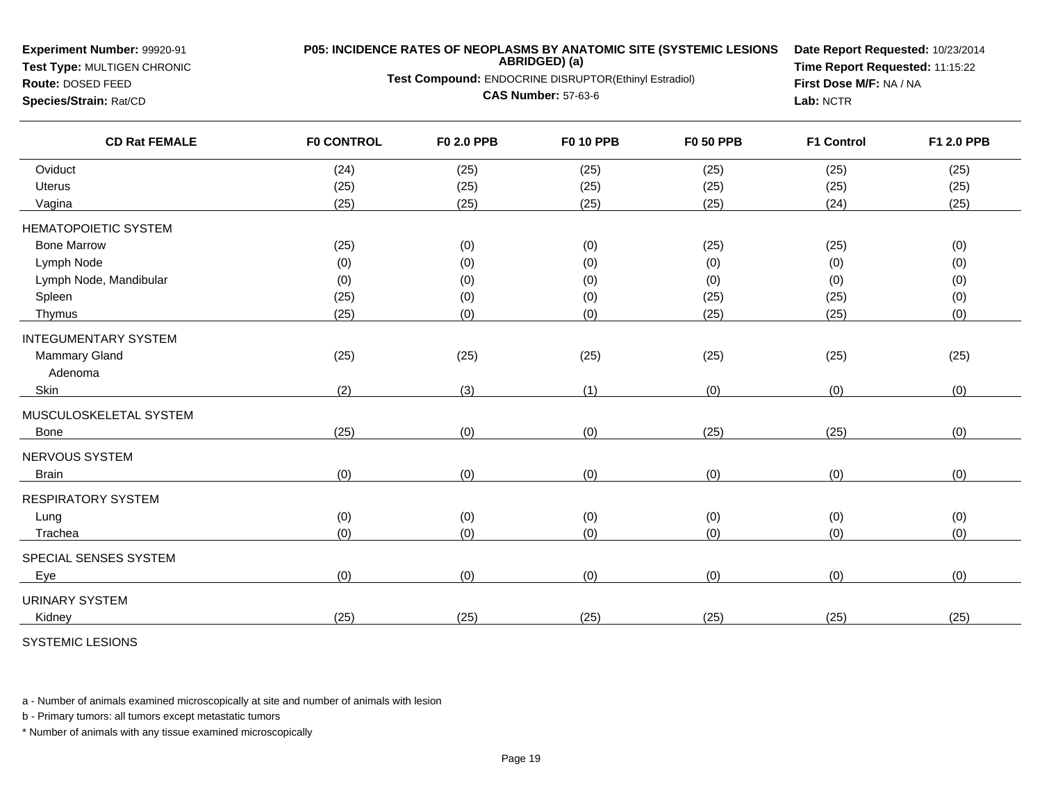**Experiment Number:** 99920-91
**Test Type:** MULTIGEN CHRONIC
**Route:** DOSED FEED
**Species/Strain:** Rat/CD

**P05: INCIDENCE RATES OF NEOPLASMS BY ANATOMIC SITE (SYSTEMIC LESIONS ABRIDGED) (a)**
**Test Compound:** ENDOCRINE DISRUPTOR(Ethinyl Estradiol)
**CAS Number:** 57-63-6

**Date Report Requested:** 10/23/2014
**Time Report Requested:** 11:15:22
**First Dose M/F:** NA / NA
**Lab:** NCTR

| CD Rat FEMALE | F0 CONTROL | F0 2.0 PPB | F0 10 PPB | F0 50 PPB | F1 Control | F1 2.0 PPB |
|---|---|---|---|---|---|---|
| Oviduct | (24) | (25) | (25) | (25) | (25) | (25) |
| Uterus | (25) | (25) | (25) | (25) | (25) | (25) |
| Vagina | (25) | (25) | (25) | (25) | (24) | (25) |
| HEMATOPOIETIC SYSTEM | | | | | | |
| Bone Marrow | (25) | (0) | (0) | (25) | (25) | (0) |
| Lymph Node | (0) | (0) | (0) | (0) | (0) | (0) |
| Lymph Node, Mandibular | (0) | (0) | (0) | (0) | (0) | (0) |
| Spleen | (25) | (0) | (0) | (25) | (25) | (0) |
| Thymus | (25) | (0) | (0) | (25) | (25) | (0) |
| INTEGUMENTARY SYSTEM | | | | | | |
| Mammary Gland | (25) | (25) | (25) | (25) | (25) | (25) |
| Adenoma | | | | | | |
| Skin | (2) | (3) | (1) | (0) | (0) | (0) |
| MUSCULOSKELETAL SYSTEM | | | | | | |
| Bone | (25) | (0) | (0) | (25) | (25) | (0) |
| NERVOUS SYSTEM | | | | | | |
| Brain | (0) | (0) | (0) | (0) | (0) | (0) |
| RESPIRATORY SYSTEM | | | | | | |
| Lung | (0) | (0) | (0) | (0) | (0) | (0) |
| Trachea | (0) | (0) | (0) | (0) | (0) | (0) |
| SPECIAL SENSES SYSTEM | | | | | | |
| Eye | (0) | (0) | (0) | (0) | (0) | (0) |
| URINARY SYSTEM | | | | | | |
| Kidney | (25) | (25) | (25) | (25) | (25) | (25) |
| SYSTEMIC LESIONS | | | | | | |

a - Number of animals examined microscopically at site and number of animals with lesion

b - Primary tumors: all tumors except metastatic tumors

\* Number of animals with any tissue examined microscopically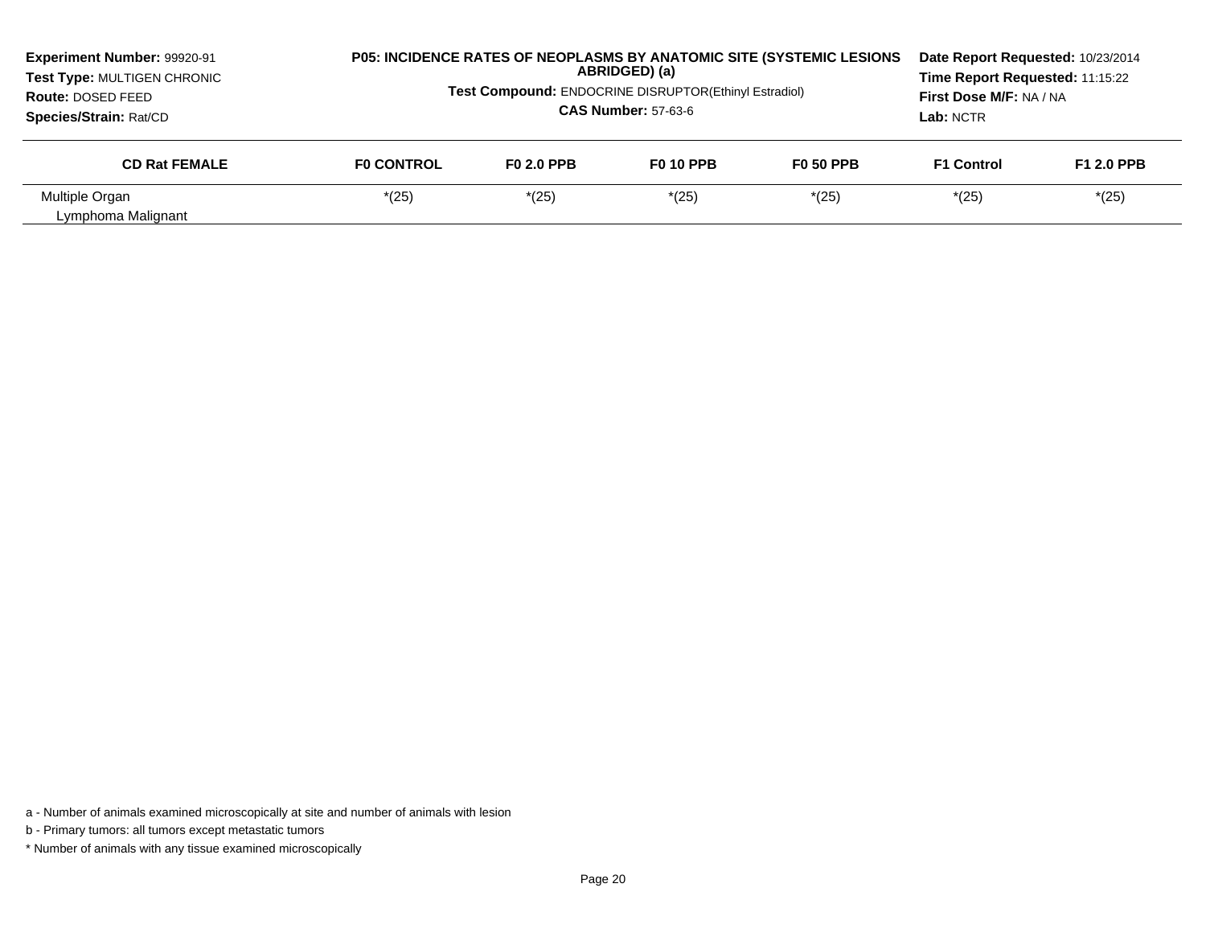**Experiment Number:** 99920-91
**Test Type:** MULTIGEN CHRONIC
**Route:** DOSED FEED
**Species/Strain:** Rat/CD

**P05: INCIDENCE RATES OF NEOPLASMS BY ANATOMIC SITE (SYSTEMIC LESIONS ABRIDGED) (a)**

**Test Compound:** ENDOCRINE DISRUPTOR(Ethinyl Estradiol)

**CAS Number:** 57-63-6

**Date Report Requested:** 10/23/2014
**Time Report Requested:** 11:15:22
**First Dose M/F:** NA / NA
**Lab:** NCTR

| CD Rat FEMALE | F0 CONTROL | F0 2.0 PPB | F0 10 PPB | F0 50 PPB | F1 Control | F1 2.0 PPB |
|---|---|---|---|---|---|---|
| Multiple Organ | *(25) | *(25) | *(25) | *(25) | *(25) | *(25) |
| Lymphoma Malignant | | | | | | |

a - Number of animals examined microscopically at site and number of animals with lesion

b - Primary tumors: all tumors except metastatic tumors

* Number of animals with any tissue examined microscopically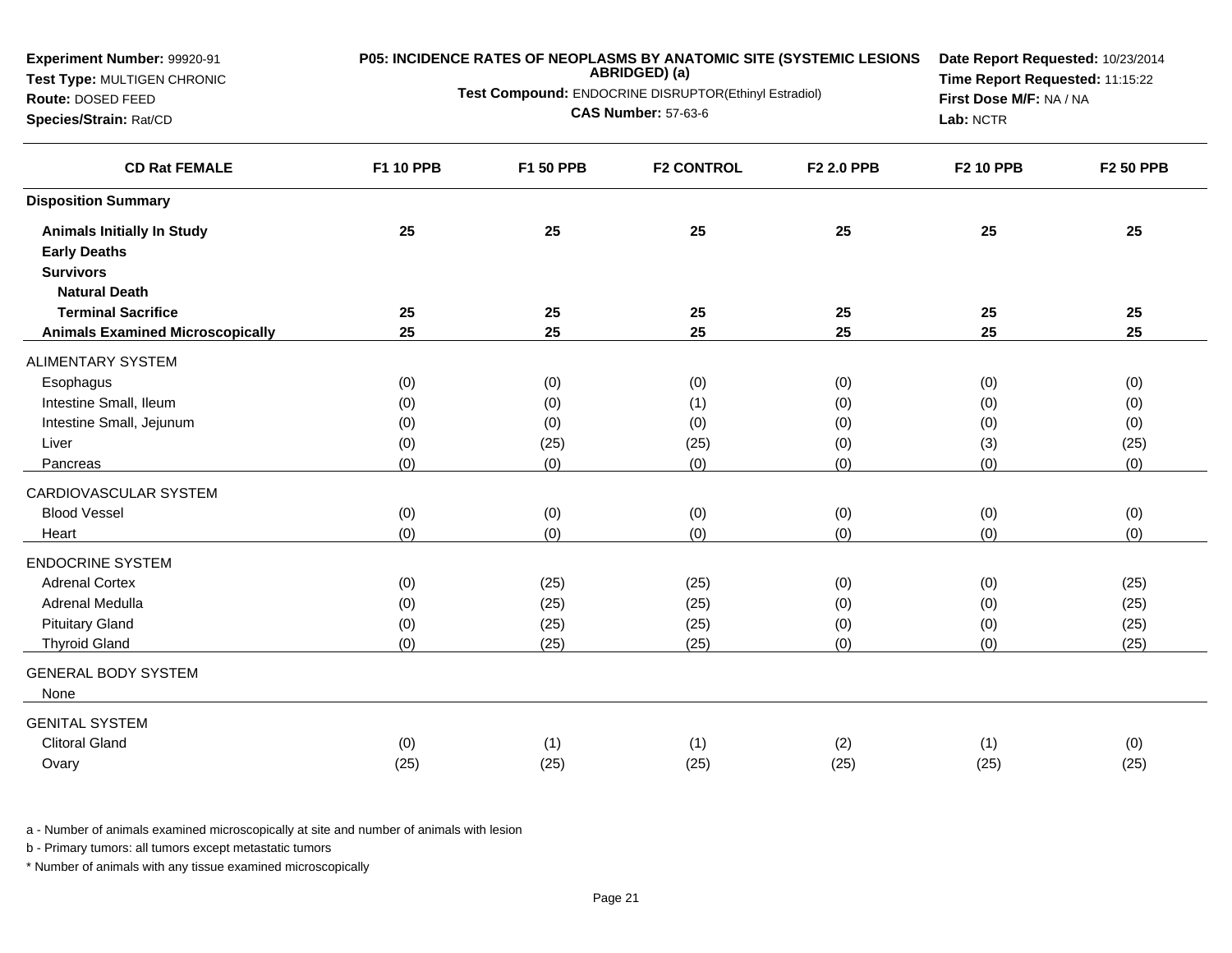**Experiment Number:** 99920-91
**Test Type:** MULTIGEN CHRONIC
**Route:** DOSED FEED
**Species/Strain:** Rat/CD

**P05: INCIDENCE RATES OF NEOPLASMS BY ANATOMIC SITE (SYSTEMIC LESIONS ABRIDGED) (a)**
**Test Compound:** ENDOCRINE DISRUPTOR(Ethinyl Estradiol)
**CAS Number:** 57-63-6

**Date Report Requested:** 10/23/2014
**Time Report Requested:** 11:15:22
**First Dose M/F:** NA / NA
**Lab:** NCTR

| CD Rat FEMALE | F1 10 PPB | F1 50 PPB | F2 CONTROL | F2 2.0 PPB | F2 10 PPB | F2 50 PPB |
|---|---|---|---|---|---|---|
| **Disposition Summary** | | | | | | |
| **Animals Initially In Study** | **25** | **25** | **25** | **25** | **25** | **25** |
| **Early Deaths** | | | | | | |
| **Survivors** | | | | | | |
| **Natural Death** | | | | | | |
| **Terminal Sacrifice** | **25** | **25** | **25** | **25** | **25** | **25** |
| **Animals Examined Microscopically** | **25** | **25** | **25** | **25** | **25** | **25** |
| ALIMENTARY SYSTEM | | | | | | |
| Esophagus | (0) | (0) | (0) | (0) | (0) | (0) |
| Intestine Small, Ileum | (0) | (0) | (1) | (0) | (0) | (0) |
| Intestine Small, Jejunum | (0) | (0) | (0) | (0) | (0) | (0) |
| Liver | (0) | (25) | (25) | (0) | (3) | (25) |
| Pancreas | (0) | (0) | (0) | (0) | (0) | (0) |
| CARDIOVASCULAR SYSTEM | | | | | | |
| Blood Vessel | (0) | (0) | (0) | (0) | (0) | (0) |
| Heart | (0) | (0) | (0) | (0) | (0) | (0) |
| ENDOCRINE SYSTEM | | | | | | |
| Adrenal Cortex | (0) | (25) | (25) | (0) | (0) | (25) |
| Adrenal Medulla | (0) | (25) | (25) | (0) | (0) | (25) |
| Pituitary Gland | (0) | (25) | (25) | (0) | (0) | (25) |
| Thyroid Gland | (0) | (25) | (25) | (0) | (0) | (25) |
| GENERAL BODY SYSTEM | | | | | | |
| None | | | | | | |
| GENITAL SYSTEM | | | | | | |
| Clitoral Gland | (0) | (1) | (1) | (2) | (1) | (0) |
| Ovary | (25) | (25) | (25) | (25) | (25) | (25) |

a - Number of animals examined microscopically at site and number of animals with lesion

b - Primary tumors: all tumors except metastatic tumors

* Number of animals with any tissue examined microscopically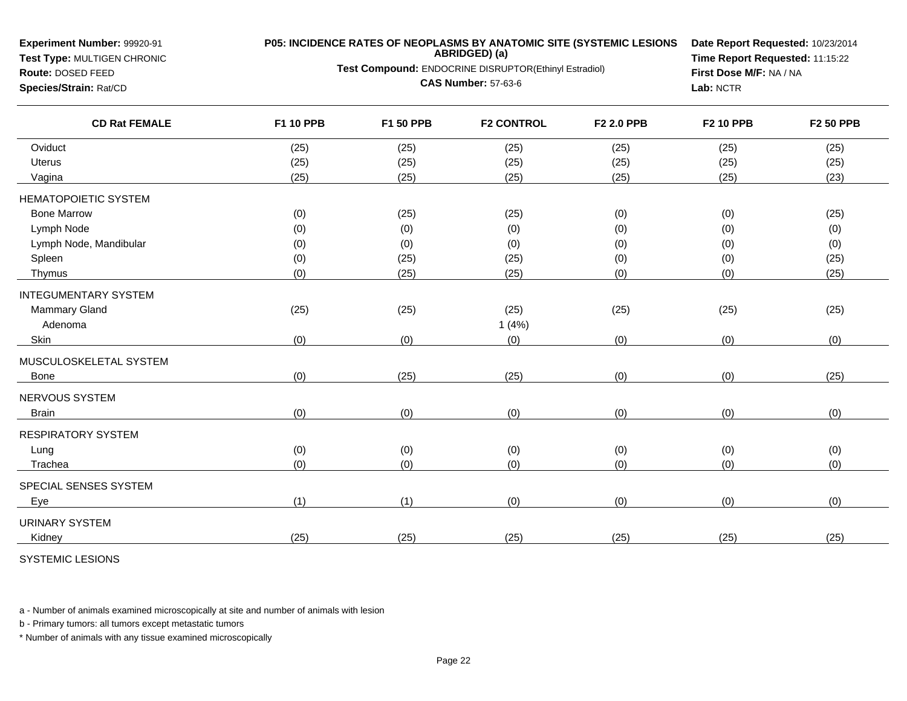**Experiment Number:** 99920-91
**Test Type:** MULTIGEN CHRONIC
**Route:** DOSED FEED
**Species/Strain:** Rat/CD

**P05: INCIDENCE RATES OF NEOPLASMS BY ANATOMIC SITE (SYSTEMIC LESIONS ABRIDGED) (a)**
**Test Compound:** ENDOCRINE DISRUPTOR(Ethinyl Estradiol)
**CAS Number:** 57-63-6

**Date Report Requested:** 10/23/2014
**Time Report Requested:** 11:15:22
**First Dose M/F:** NA / NA
**Lab:** NCTR

| CD Rat FEMALE | F1 10 PPB | F1 50 PPB | F2 CONTROL | F2 2.0 PPB | F2 10 PPB | F2 50 PPB |
|---|---|---|---|---|---|---|
| Oviduct | (25) | (25) | (25) | (25) | (25) | (25) |
| Uterus | (25) | (25) | (25) | (25) | (25) | (25) |
| Vagina | (25) | (25) | (25) | (25) | (25) | (23) |
| HEMATOPOIETIC SYSTEM | | | | | | |
| Bone Marrow | (0) | (25) | (25) | (0) | (0) | (25) |
| Lymph Node | (0) | (0) | (0) | (0) | (0) | (0) |
| Lymph Node, Mandibular | (0) | (0) | (0) | (0) | (0) | (0) |
| Spleen | (0) | (25) | (25) | (0) | (0) | (25) |
| Thymus | (0) | (25) | (25) | (0) | (0) | (25) |
| INTEGUMENTARY SYSTEM | | | | | | |
| Mammary Gland | (25) | (25) | (25) | (25) | (25) | (25) |
| Adenoma | | | 1 (4%) | | | |
| Skin | (0) | (0) | (0) | (0) | (0) | (0) |
| MUSCULOSKELETAL SYSTEM | | | | | | |
| Bone | (0) | (25) | (25) | (0) | (0) | (25) |
| NERVOUS SYSTEM | | | | | | |
| Brain | (0) | (0) | (0) | (0) | (0) | (0) |
| RESPIRATORY SYSTEM | | | | | | |
| Lung | (0) | (0) | (0) | (0) | (0) | (0) |
| Trachea | (0) | (0) | (0) | (0) | (0) | (0) |
| SPECIAL SENSES SYSTEM | | | | | | |
| Eye | (1) | (1) | (0) | (0) | (0) | (0) |
| URINARY SYSTEM | | | | | | |
| Kidney | (25) | (25) | (25) | (25) | (25) | (25) |

SYSTEMIC LESIONS

a - Number of animals examined microscopically at site and number of animals with lesion

b - Primary tumors: all tumors except metastatic tumors

* Number of animals with any tissue examined microscopically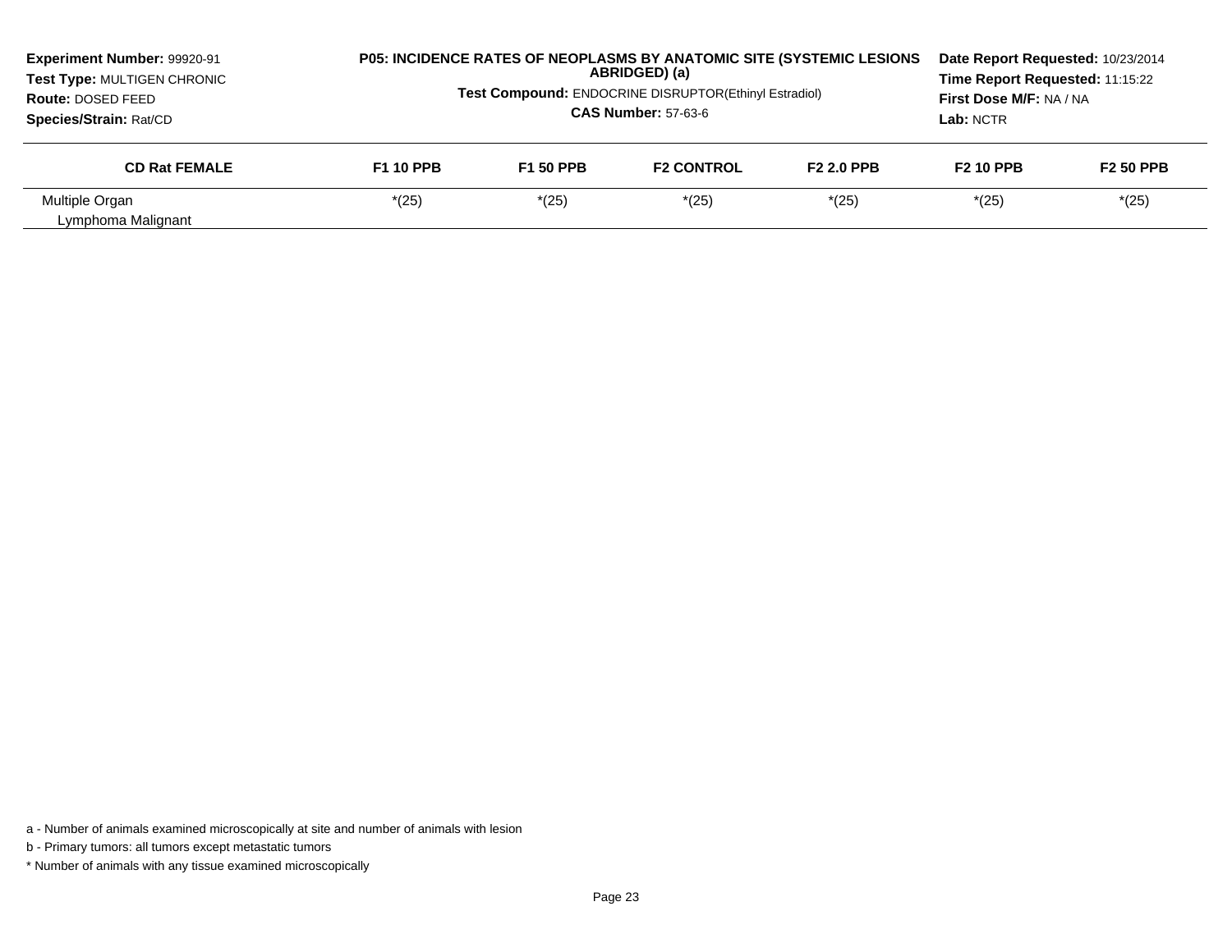**Experiment Number:** 99920-91
**Test Type:** MULTIGEN CHRONIC
**Route:** DOSED FEED
**Species/Strain:** Rat/CD

**P05: INCIDENCE RATES OF NEOPLASMS BY ANATOMIC SITE (SYSTEMIC LESIONS ABRIDGED) (a)**

**Test Compound:** ENDOCRINE DISRUPTOR(Ethinyl Estradiol)

**CAS Number:** 57-63-6

**Date Report Requested:** 10/23/2014
**Time Report Requested:** 11:15:22
**First Dose M/F:** NA / NA
**Lab:** NCTR

| CD Rat FEMALE | F1 10 PPB | F1 50 PPB | F2 CONTROL | F2 2.0 PPB | F2 10 PPB | F2 50 PPB |
|---|---|---|---|---|---|---|
| Multiple Organ | *(25) | *(25) | *(25) | *(25) | *(25) | *(25) |
| Lymphoma Malignant | | | | | | |

a - Number of animals examined microscopically at site and number of animals with lesion

b - Primary tumors: all tumors except metastatic tumors

* Number of animals with any tissue examined microscopically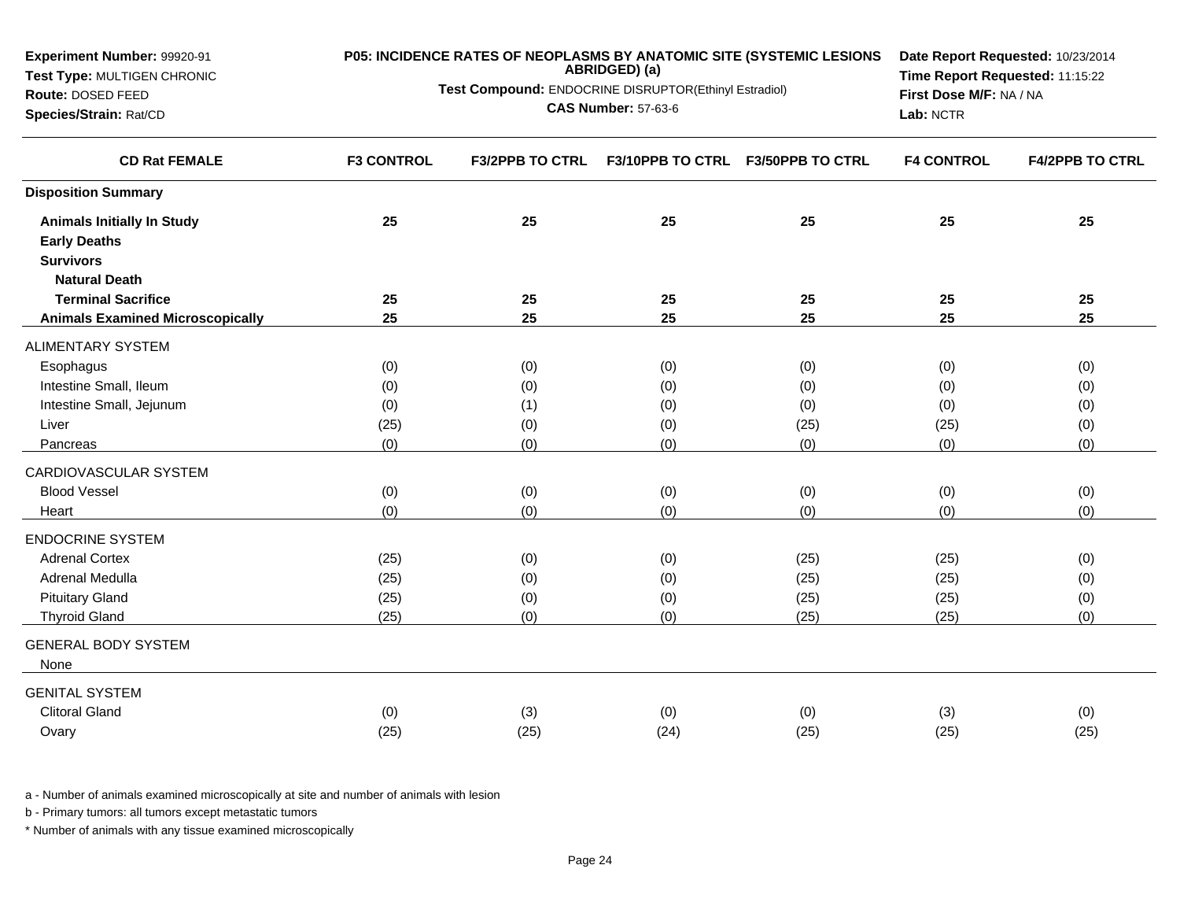**Experiment Number:** 99920-91
**Test Type:** MULTIGEN CHRONIC
**Route:** DOSED FEED
**Species/Strain:** Rat/CD

**P05: INCIDENCE RATES OF NEOPLASMS BY ANATOMIC SITE (SYSTEMIC LESIONS ABRIDGED) (a)**
**Test Compound:** ENDOCRINE DISRUPTOR(Ethinyl Estradiol)
**CAS Number:** 57-63-6

**Date Report Requested:** 10/23/2014
**Time Report Requested:** 11:15:22
**First Dose M/F:** NA / NA
**Lab:** NCTR

| CD Rat FEMALE | F3 CONTROL | F3/2PPB TO CTRL | F3/10PPB TO CTRL | F3/50PPB TO CTRL | F4 CONTROL | F4/2PPB TO CTRL |
|---|---|---|---|---|---|---|
| **Disposition Summary** | | | | | | |
| **Animals Initially In Study** | **25** | **25** | **25** | **25** | **25** | **25** |
| **Early Deaths** | | | | | | |
| **Survivors** | | | | | | |
| **Natural Death** | | | | | | |
| **Terminal Sacrifice** | **25** | **25** | **25** | **25** | **25** | **25** |
| **Animals Examined Microscopically** | **25** | **25** | **25** | **25** | **25** | **25** |
| ALIMENTARY SYSTEM | | | | | | |
| Esophagus | (0) | (0) | (0) | (0) | (0) | (0) |
| Intestine Small, Ileum | (0) | (0) | (0) | (0) | (0) | (0) |
| Intestine Small, Jejunum | (0) | (1) | (0) | (0) | (0) | (0) |
| Liver | (25) | (0) | (0) | (25) | (25) | (0) |
| Pancreas | (0) | (0) | (0) | (0) | (0) | (0) |
| CARDIOVASCULAR SYSTEM | | | | | | |
| Blood Vessel | (0) | (0) | (0) | (0) | (0) | (0) |
| Heart | (0) | (0) | (0) | (0) | (0) | (0) |
| ENDOCRINE SYSTEM | | | | | | |
| Adrenal Cortex | (25) | (0) | (0) | (25) | (25) | (0) |
| Adrenal Medulla | (25) | (0) | (0) | (25) | (25) | (0) |
| Pituitary Gland | (25) | (0) | (0) | (25) | (25) | (0) |
| Thyroid Gland | (25) | (0) | (0) | (25) | (25) | (0) |
| GENERAL BODY SYSTEM | | | | | | |
| None | | | | | | |
| GENITAL SYSTEM | | | | | | |
| Clitoral Gland | (0) | (3) | (0) | (0) | (3) | (0) |
| Ovary | (25) | (25) | (24) | (25) | (25) | (25) |

a - Number of animals examined microscopically at site and number of animals with lesion

b - Primary tumors: all tumors except metastatic tumors

* Number of animals with any tissue examined microscopically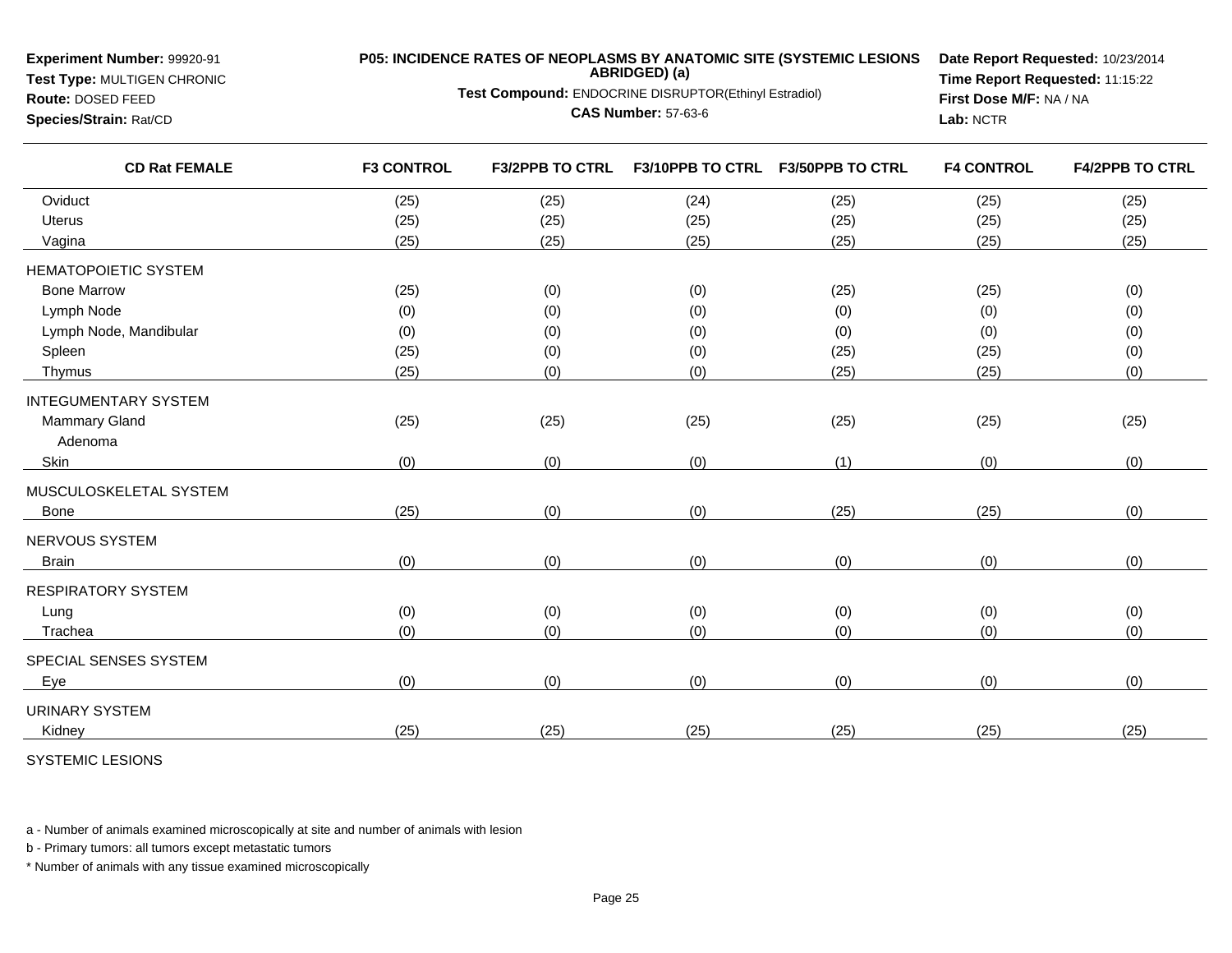**Experiment Number:** 99920-91
**Test Type:** MULTIGEN CHRONIC
**Route:** DOSED FEED
**Species/Strain:** Rat/CD

**P05: INCIDENCE RATES OF NEOPLASMS BY ANATOMIC SITE (SYSTEMIC LESIONS ABRIDGED) (a)**
**Test Compound:** ENDOCRINE DISRUPTOR(Ethinyl Estradiol)
**CAS Number:** 57-63-6

**Date Report Requested:** 10/23/2014
**Time Report Requested:** 11:15:22
**First Dose M/F:** NA / NA
**Lab:** NCTR

| CD Rat FEMALE | F3 CONTROL | F3/2PPB TO CTRL | F3/10PPB TO CTRL | F3/50PPB TO CTRL | F4 CONTROL | F4/2PPB TO CTRL |
|---|---|---|---|---|---|---|
| Oviduct | (25) | (25) | (24) | (25) | (25) | (25) |
| Uterus | (25) | (25) | (25) | (25) | (25) | (25) |
| Vagina | (25) | (25) | (25) | (25) | (25) | (25) |
| HEMATOPOIETIC SYSTEM | | | | | | |
| Bone Marrow | (25) | (0) | (0) | (25) | (25) | (0) |
| Lymph Node | (0) | (0) | (0) | (0) | (0) | (0) |
| Lymph Node, Mandibular | (0) | (0) | (0) | (0) | (0) | (0) |
| Spleen | (25) | (0) | (0) | (25) | (25) | (0) |
| Thymus | (25) | (0) | (0) | (25) | (25) | (0) |
| INTEGUMENTARY SYSTEM | | | | | | |
| Mammary Gland | (25) | (25) | (25) | (25) | (25) | (25) |
| Adenoma | | | | | | |
| Skin | (0) | (0) | (0) | (1) | (0) | (0) |
| MUSCULOSKELETAL SYSTEM | | | | | | |
| Bone | (25) | (0) | (0) | (25) | (25) | (0) |
| NERVOUS SYSTEM | | | | | | |
| Brain | (0) | (0) | (0) | (0) | (0) | (0) |
| RESPIRATORY SYSTEM | | | | | | |
| Lung | (0) | (0) | (0) | (0) | (0) | (0) |
| Trachea | (0) | (0) | (0) | (0) | (0) | (0) |
| SPECIAL SENSES SYSTEM | | | | | | |
| Eye | (0) | (0) | (0) | (0) | (0) | (0) |
| URINARY SYSTEM | | | | | | |
| Kidney | (25) | (25) | (25) | (25) | (25) | (25) |
| SYSTEMIC LESIONS | | | | | | |

a - Number of animals examined microscopically at site and number of animals with lesion

b - Primary tumors: all tumors except metastatic tumors

* Number of animals with any tissue examined microscopically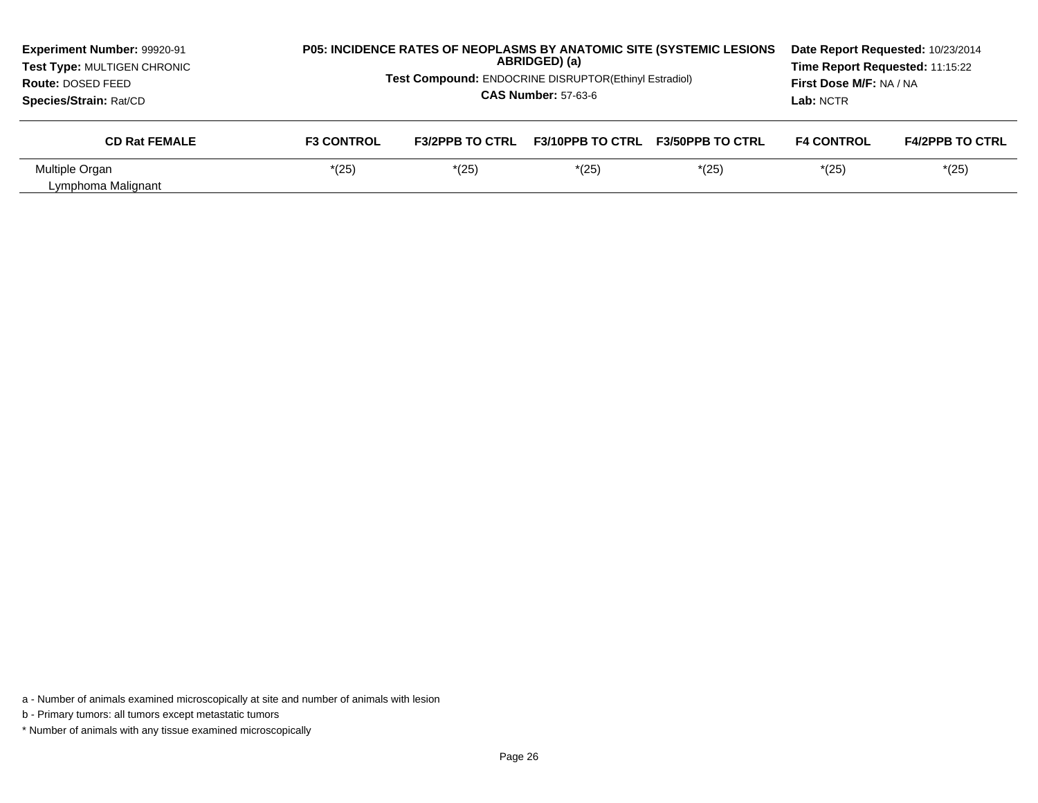**Experiment Number:** 99920-91
**Test Type:** MULTIGEN CHRONIC
**Route:** DOSED FEED
**Species/Strain:** Rat/CD

**P05: INCIDENCE RATES OF NEOPLASMS BY ANATOMIC SITE (SYSTEMIC LESIONS ABRIDGED) (a)**
**Test Compound:** ENDOCRINE DISRUPTOR(Ethinyl Estradiol)
**CAS Number:** 57-63-6

**Date Report Requested:** 10/23/2014
**Time Report Requested:** 11:15:22
**First Dose M/F:** NA / NA
**Lab:** NCTR

| CD Rat FEMALE | F3 CONTROL | F3/2PPB TO CTRL | F3/10PPB TO CTRL | F3/50PPB TO CTRL | F4 CONTROL | F4/2PPB TO CTRL |
|---|---|---|---|---|---|---|
| Multiple Organ | *(25) | *(25) | *(25) | *(25) | *(25) | *(25) |
| Lymphoma Malignant | | | | | | |

a - Number of animals examined microscopically at site and number of animals with lesion

b - Primary tumors: all tumors except metastatic tumors

* Number of animals with any tissue examined microscopically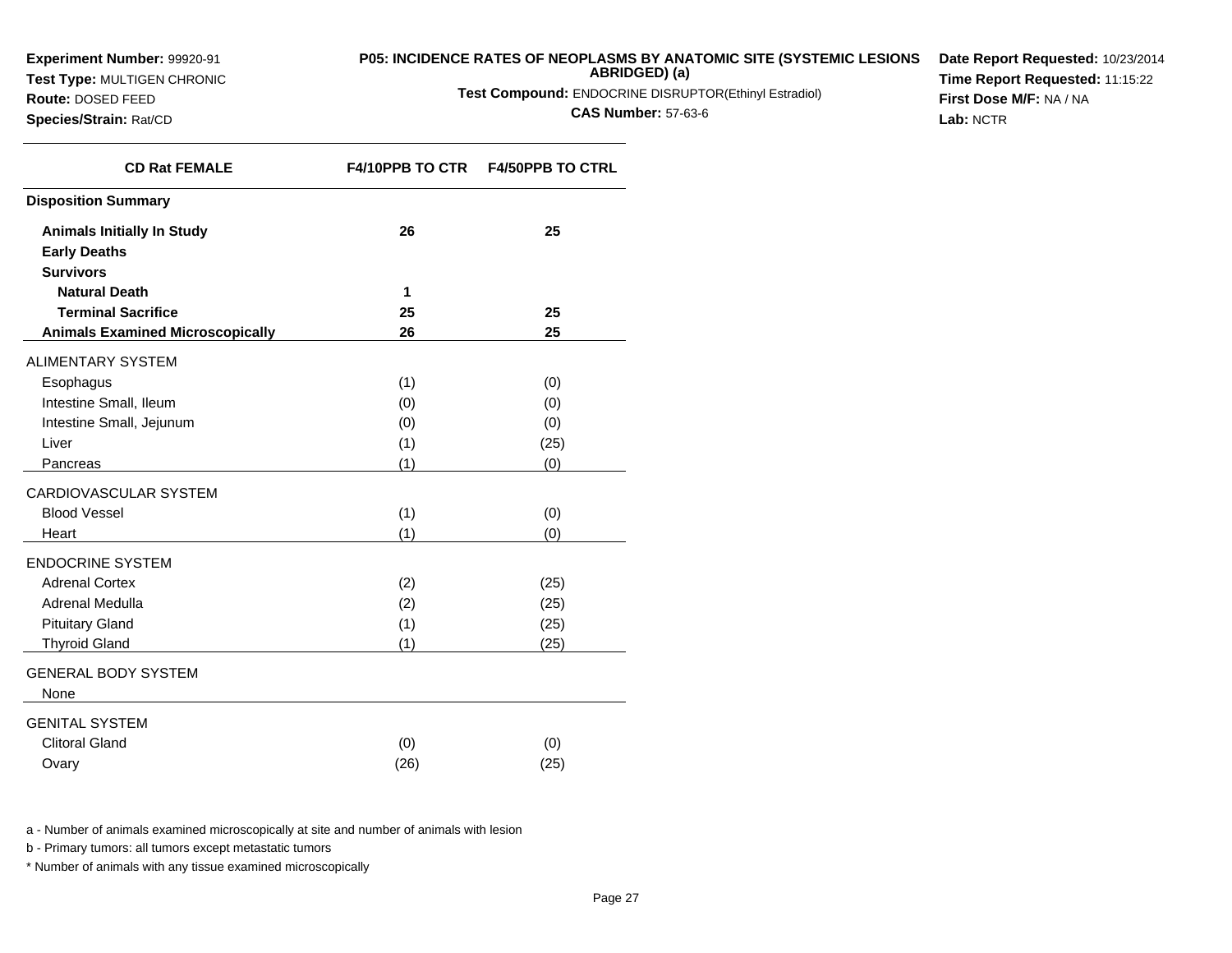**Experiment Number:** 99920-91
**Test Type:** MULTIGEN CHRONIC
**Route:** DOSED FEED
**Species/Strain:** Rat/CD

**P05: INCIDENCE RATES OF NEOPLASMS BY ANATOMIC SITE (SYSTEMIC LESIONS ABRIDGED) (a)**
**Test Compound:** ENDOCRINE DISRUPTOR(Ethinyl Estradiol)
**CAS Number:** 57-63-6

**Date Report Requested:** 10/23/2014
**Time Report Requested:** 11:15:22
**First Dose M/F:** NA / NA
**Lab:** NCTR

| CD Rat FEMALE | F4/10PPB TO CTR | F4/50PPB TO CTRL |
|---|---|---|
| **Disposition Summary** | | |
| **Animals Initially In Study** | **26** | **25** |
| **Early Deaths** | | |
| **Survivors** | | |
| **Natural Death** | **1** | |
| **Terminal Sacrifice** | **25** | **25** |
| **Animals Examined Microscopically** | **26** | **25** |
| ALIMENTARY SYSTEM | | |
| Esophagus | (1) | (0) |
| Intestine Small, Ileum | (0) | (0) |
| Intestine Small, Jejunum | (0) | (0) |
| Liver | (1) | (25) |
| Pancreas | (1) | (0) |
| CARDIOVASCULAR SYSTEM | | |
| Blood Vessel | (1) | (0) |
| Heart | (1) | (0) |
| ENDOCRINE SYSTEM | | |
| Adrenal Cortex | (2) | (25) |
| Adrenal Medulla | (2) | (25) |
| Pituitary Gland | (1) | (25) |
| Thyroid Gland | (1) | (25) |
| GENERAL BODY SYSTEM | | |
| None | | |
| GENITAL SYSTEM | | |
| Clitoral Gland | (0) | (0) |
| Ovary | (26) | (25) |

a - Number of animals examined microscopically at site and number of animals with lesion

b - Primary tumors: all tumors except metastatic tumors

* Number of animals with any tissue examined microscopically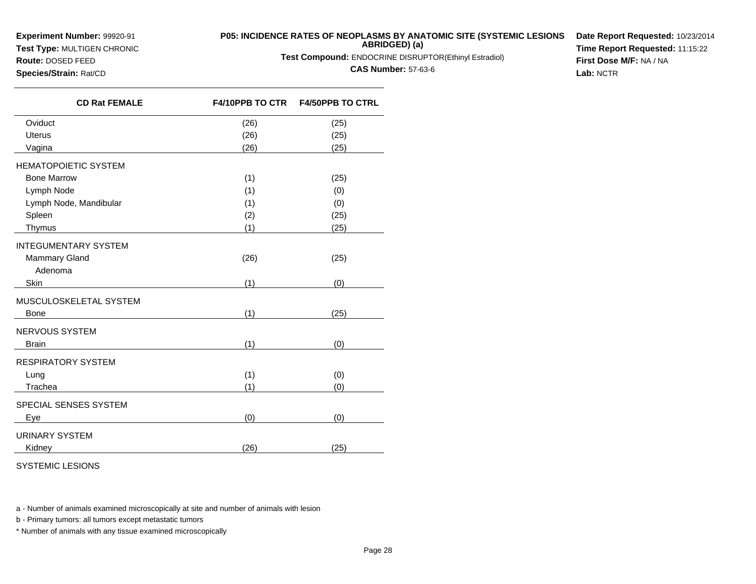**Experiment Number:** 99920-91
**Test Type:** MULTIGEN CHRONIC
**Route:** DOSED FEED
**Species/Strain:** Rat/CD

**P05: INCIDENCE RATES OF NEOPLASMS BY ANATOMIC SITE (SYSTEMIC LESIONS ABRIDGED) (a)**
**Test Compound:** ENDOCRINE DISRUPTOR(Ethinyl Estradiol)
**CAS Number:** 57-63-6

**Date Report Requested:** 10/23/2014
**Time Report Requested:** 11:15:22
**First Dose M/F:** NA / NA
**Lab:** NCTR

| CD Rat FEMALE | F4/10PPB TO CTR | F4/50PPB TO CTRL |
|---|---|---|
| Oviduct | (26) | (25) |
| Uterus | (26) | (25) |
| Vagina | (26) | (25) |
| HEMATOPOIETIC SYSTEM | | |
| Bone Marrow | (1) | (25) |
| Lymph Node | (1) | (0) |
| Lymph Node, Mandibular | (1) | (0) |
| Spleen | (2) | (25) |
| Thymus | (1) | (25) |
| INTEGUMENTARY SYSTEM | | |
| Mammary Gland | (26) | (25) |
| Adenoma | | |
| Skin | (1) | (0) |
| MUSCULOSKELETAL SYSTEM | | |
| Bone | (1) | (25) |
| NERVOUS SYSTEM | | |
| Brain | (1) | (0) |
| RESPIRATORY SYSTEM | | |
| Lung | (1) | (0) |
| Trachea | (1) | (0) |
| SPECIAL SENSES SYSTEM | | |
| Eye | (0) | (0) |
| URINARY SYSTEM | | |
| Kidney | (26) | (25) |
| SYSTEMIC LESIONS | | |

a - Number of animals examined microscopically at site and number of animals with lesion

b - Primary tumors: all tumors except metastatic tumors

* Number of animals with any tissue examined microscopically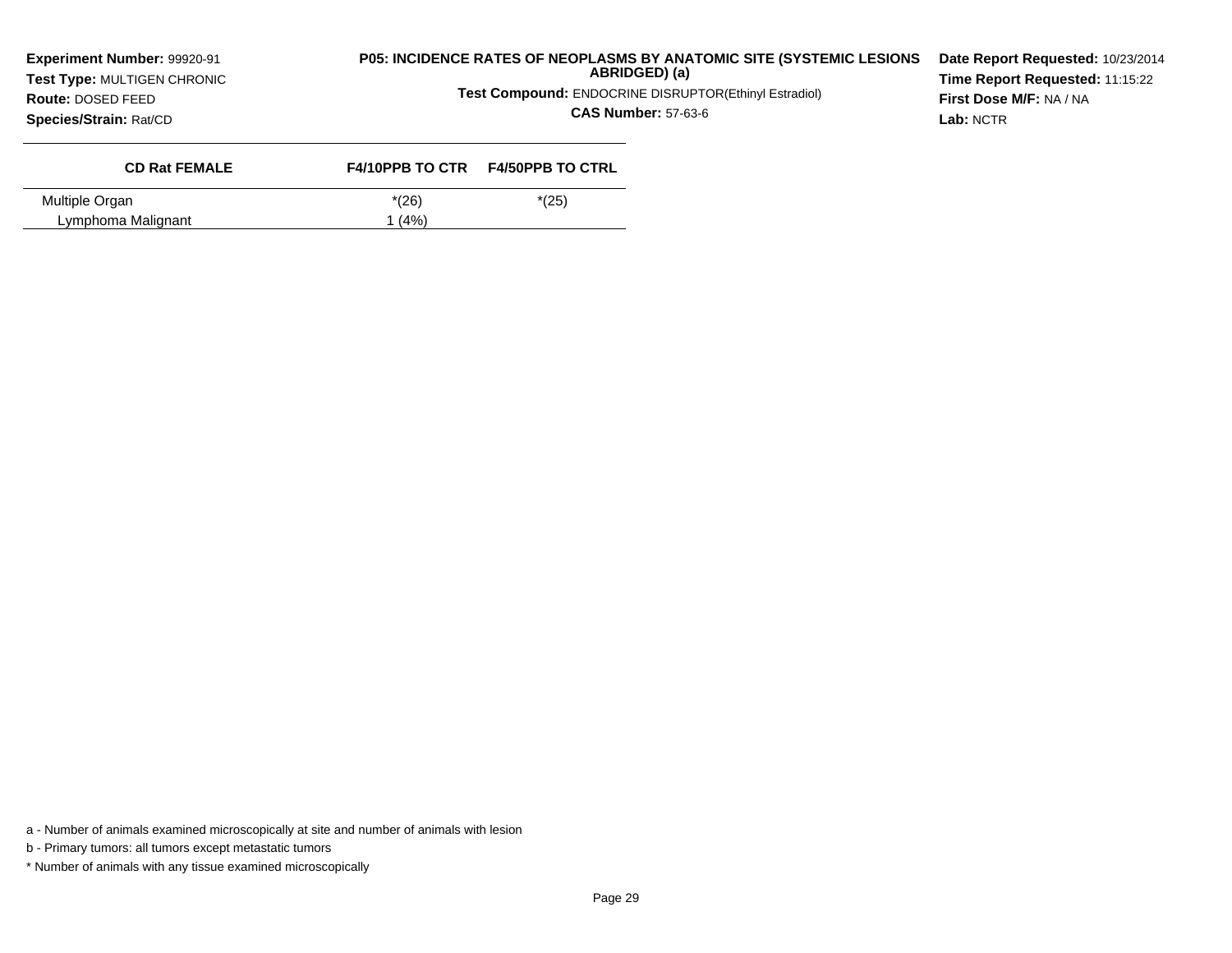**Experiment Number:** 99920-91
**Test Type:** MULTIGEN CHRONIC
**Route:** DOSED FEED
**Species/Strain:** Rat/CD

**P05: INCIDENCE RATES OF NEOPLASMS BY ANATOMIC SITE (SYSTEMIC LESIONS ABRIDGED) (a)**

**Test Compound:** ENDOCRINE DISRUPTOR(Ethinyl Estradiol)

**CAS Number:** 57-63-6

**Date Report Requested:** 10/23/2014
**Time Report Requested:** 11:15:22
**First Dose M/F:** NA / NA
**Lab:** NCTR

| CD Rat FEMALE | F4/10PPB TO CTR | F4/50PPB TO CTRL |
|---|---|---|
| Multiple Organ | *(26) | *(25) |
| Lymphoma Malignant | 1 (4%) | |

a - Number of animals examined microscopically at site and number of animals with lesion

b - Primary tumors: all tumors except metastatic tumors

* Number of animals with any tissue examined microscopically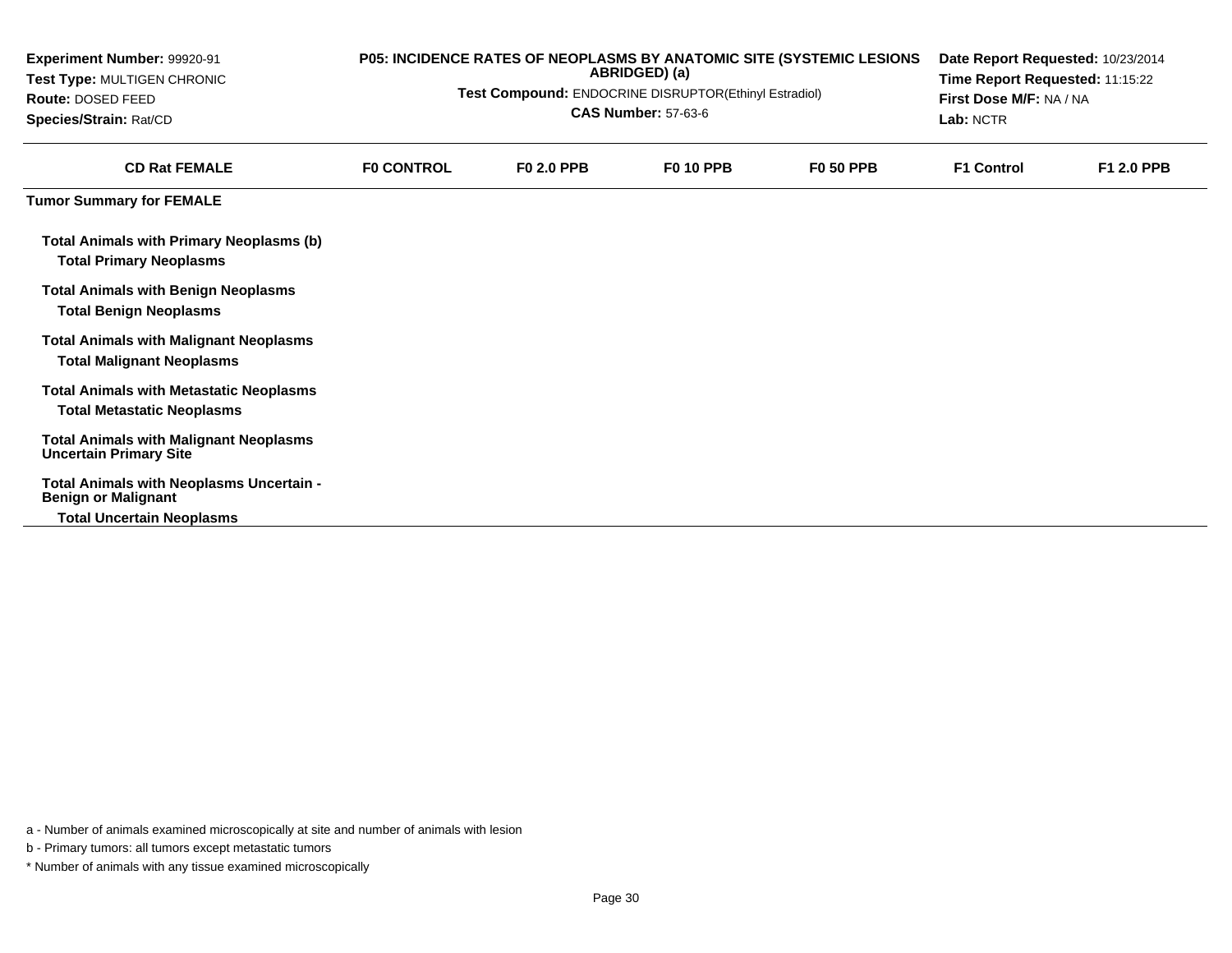**Experiment Number:** 99920-91
**Test Type:** MULTIGEN CHRONIC
**Route:** DOSED FEED
**Species/Strain:** Rat/CD

**P05: INCIDENCE RATES OF NEOPLASMS BY ANATOMIC SITE (SYSTEMIC LESIONS ABRIDGED) (a)**
**Test Compound:** ENDOCRINE DISRUPTOR(Ethinyl Estradiol)
**CAS Number:** 57-63-6

**Date Report Requested:** 10/23/2014
**Time Report Requested:** 11:15:22
**First Dose M/F:** NA / NA
**Lab:** NCTR

| CD Rat FEMALE | F0 CONTROL | F0 2.0 PPB | F0 10 PPB | F0 50 PPB | F1 Control | F1 2.0 PPB |
|---|---|---|---|---|---|---|
| **Tumor Summary for FEMALE** | | | | | | |
| **Total Animals with Primary Neoplasms (b)** | | | | | | |
| **Total Primary Neoplasms** | | | | | | |
| **Total Animals with Benign Neoplasms** | | | | | | |
| **Total Benign Neoplasms** | | | | | | |
| **Total Animals with Malignant Neoplasms** | | | | | | |
| **Total Malignant Neoplasms** | | | | | | |
| **Total Animals with Metastatic Neoplasms** | | | | | | |
| **Total Metastatic Neoplasms** | | | | | | |
| **Total Animals with Malignant Neoplasms Uncertain Primary Site** | | | | | | |
| **Total Animals with Neoplasms Uncertain - Benign or Malignant** | | | | | | |
| **Total Uncertain Neoplasms** | | | | | | |

a - Number of animals examined microscopically at site and number of animals with lesion

b - Primary tumors: all tumors except metastatic tumors

\* Number of animals with any tissue examined microscopically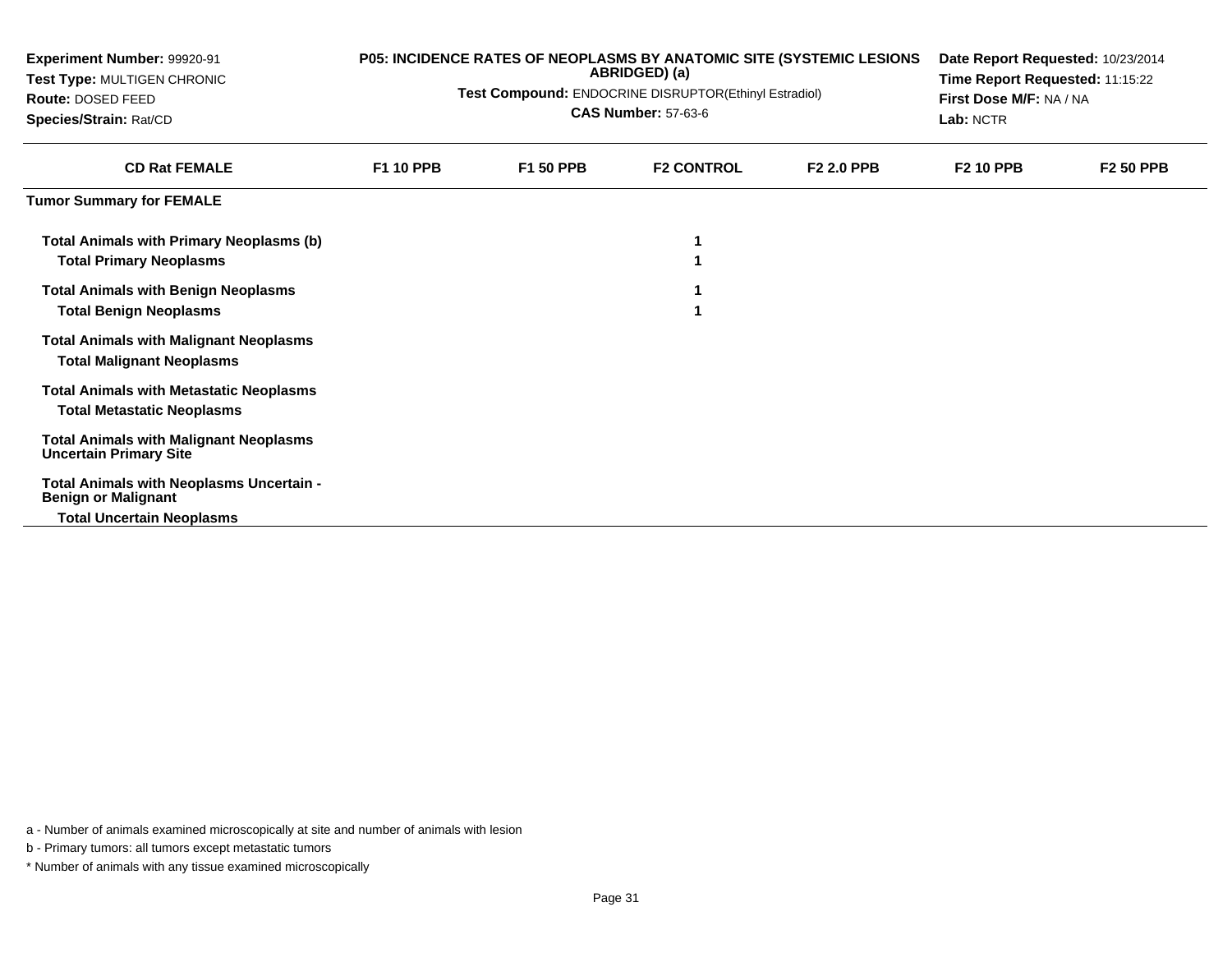**Experiment Number:** 99920-91
**Test Type:** MULTIGEN CHRONIC
**Route:** DOSED FEED
**Species/Strain:** Rat/CD

**P05: INCIDENCE RATES OF NEOPLASMS BY ANATOMIC SITE (SYSTEMIC LESIONS ABRIDGED) (a)**
**Test Compound:** ENDOCRINE DISRUPTOR(Ethinyl Estradiol)
**CAS Number:** 57-63-6

**Date Report Requested:** 10/23/2014
**Time Report Requested:** 11:15:22
**First Dose M/F:** NA / NA
**Lab:** NCTR

| CD Rat FEMALE | F1 10 PPB | F1 50 PPB | F2 CONTROL | F2 2.0 PPB | F2 10 PPB | F2 50 PPB |
|---|---|---|---|---|---|---|
| **Tumor Summary for FEMALE** | | | | | | |
| **Total Animals with Primary Neoplasms (b)** | | | 1 | | | |
| **Total Primary Neoplasms** | | | 1 | | | |
| **Total Animals with Benign Neoplasms** | | | 1 | | | |
| **Total Benign Neoplasms** | | | 1 | | | |
| **Total Animals with Malignant Neoplasms** | | | | | | |
| **Total Malignant Neoplasms** | | | | | | |
| **Total Animals with Metastatic Neoplasms** | | | | | | |
| **Total Metastatic Neoplasms** | | | | | | |
| **Total Animals with Malignant Neoplasms Uncertain Primary Site** | | | | | | |
| **Total Animals with Neoplasms Uncertain - Benign or Malignant** | | | | | | |
| **Total Uncertain Neoplasms** | | | | | | |

a - Number of animals examined microscopically at site and number of animals with lesion

b - Primary tumors: all tumors except metastatic tumors

* Number of animals with any tissue examined microscopically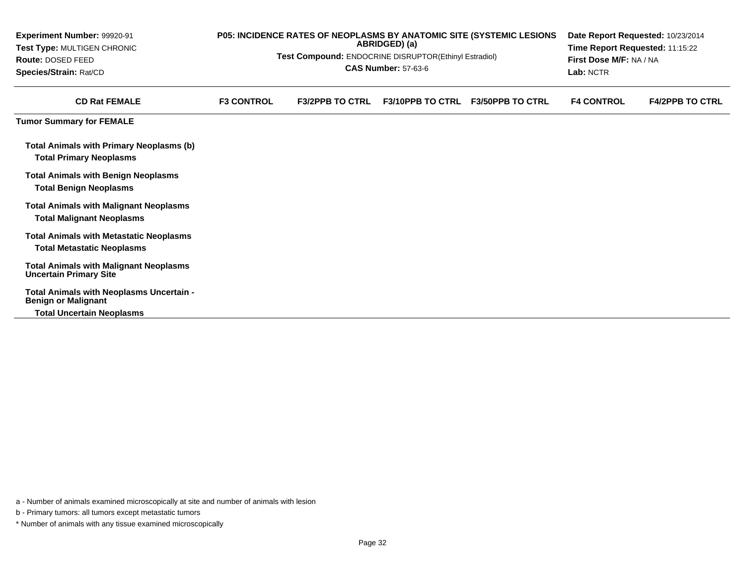| Experiment Number: 99920-91 | P05: INCIDENCE RATES OF NEOPLASMS BY ANATOMIC SITE (SYSTEMIC LESIONS ABRIDGED) (a) | Date Report Requested: 10/23/2014 |
|---|---|---|
| Test Type: MULTIGEN CHRONIC | Test Compound: ENDOCRINE DISRUPTOR(Ethinyl Estradiol) | Time Report Requested: 11:15:22 |
| Route: DOSED FEED | CAS Number: 57-63-6 | First Dose M/F: NA / NA |
| Species/Strain: Rat/CD | | Lab: NCTR |

| CD Rat FEMALE | F3 CONTROL | F3/2PPB TO CTRL | F3/10PPB TO CTRL | F3/50PPB TO CTRL | F4 CONTROL | F4/2PPB TO CTRL |
|---|---|---|---|---|---|---|
| **Tumor Summary for FEMALE** | | | | | | |
| **Total Animals with Primary Neoplasms (b)** | | | | | | |
| **Total Primary Neoplasms** | | | | | | |
| **Total Animals with Benign Neoplasms** | | | | | | |
| **Total Benign Neoplasms** | | | | | | |
| **Total Animals with Malignant Neoplasms** | | | | | | |
| **Total Malignant Neoplasms** | | | | | | |
| **Total Animals with Metastatic Neoplasms** | | | | | | |
| **Total Metastatic Neoplasms** | | | | | | |
| **Total Animals with Malignant Neoplasms Uncertain Primary Site** | | | | | | |
| **Total Animals with Neoplasms Uncertain - Benign or Malignant** | | | | | | |
| **Total Uncertain Neoplasms** | | | | | | |

a - Number of animals examined microscopically at site and number of animals with lesion

b - Primary tumors: all tumors except metastatic tumors

* Number of animals with any tissue examined microscopically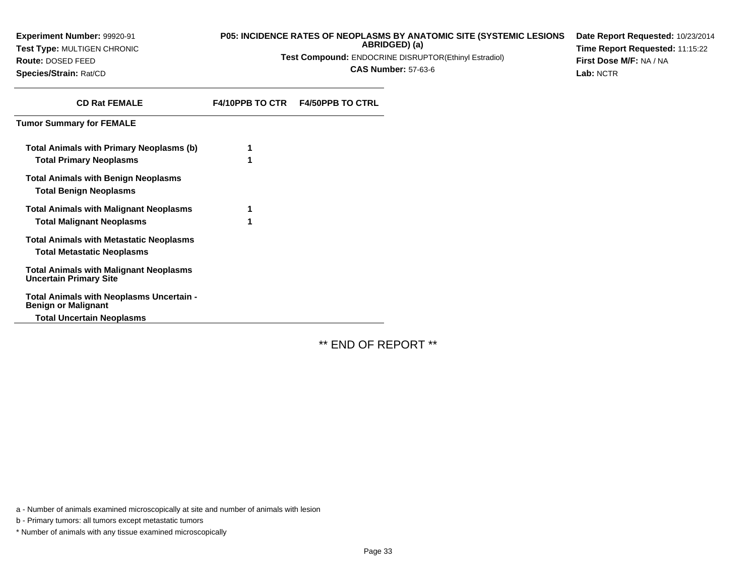**Experiment Number:** 99920-91
**Test Type:** MULTIGEN CHRONIC
**Route:** DOSED FEED
**Species/Strain:** Rat/CD

**P05: INCIDENCE RATES OF NEOPLASMS BY ANATOMIC SITE (SYSTEMIC LESIONS ABRIDGED) (a)**
**Test Compound:** ENDOCRINE DISRUPTOR(Ethinyl Estradiol)
**CAS Number:** 57-63-6

**Date Report Requested:** 10/23/2014
**Time Report Requested:** 11:15:22
**First Dose M/F:** NA / NA
**Lab:** NCTR

| CD Rat FEMALE | F4/10PPB TO CTR | F4/50PPB TO CTRL |
|---|---|---|
| **Tumor Summary for FEMALE** | | |
| Total Animals with Primary Neoplasms (b) | 1 | |
| Total Primary Neoplasms | 1 | |
| Total Animals with Benign Neoplasms | | |
| Total Benign Neoplasms | | |
| Total Animals with Malignant Neoplasms | 1 | |
| Total Malignant Neoplasms | 1 | |
| Total Animals with Metastatic Neoplasms | | |
| Total Metastatic Neoplasms | | |
| Total Animals with Malignant Neoplasms Uncertain Primary Site | | |
| Total Animals with Neoplasms Uncertain - Benign or Malignant | | |
| Total Uncertain Neoplasms | | |

** END OF REPORT **

a - Number of animals examined microscopically at site and number of animals with lesion

b - Primary tumors: all tumors except metastatic tumors

* Number of animals with any tissue examined microscopically